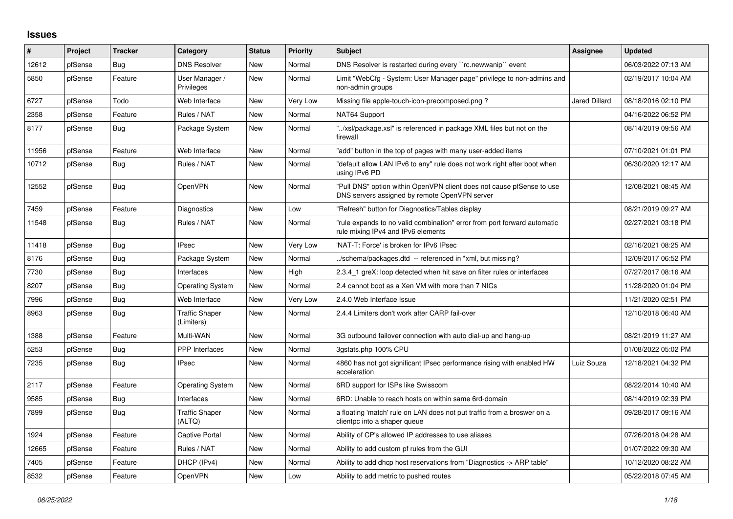## Issues

| # | Project | Tracker | Category | Status | Priority | Subject | Assignee | Updated |
|---|---|---|---|---|---|---|---|---|
| 12612 | pfSense | Bug | DNS Resolver | New | Normal | DNS Resolver is restarted during every ``rc.newwanip`` event | | 06/03/2022 07:13 AM |
| 5850 | pfSense | Feature | User Manager / Privileges | New | Normal | Limit "WebCfg - System: User Manager page" privilege to non-admins and non-admin groups | | 02/19/2017 10:04 AM |
| 6727 | pfSense | Todo | Web Interface | New | Very Low | Missing file apple-touch-icon-precomposed.png ? | Jared Dillard | 08/18/2016 02:10 PM |
| 2358 | pfSense | Feature | Rules / NAT | New | Normal | NAT64 Support | | 04/16/2022 06:52 PM |
| 8177 | pfSense | Bug | Package System | New | Normal | "../xsl/package.xsl" is referenced in package XML files but not on the firewall | | 08/14/2019 09:56 AM |
| 11956 | pfSense | Feature | Web Interface | New | Normal | "add" button in the top of pages with many user-added items | | 07/10/2021 01:01 PM |
| 10712 | pfSense | Bug | Rules / NAT | New | Normal | "default allow LAN IPv6 to any" rule does not work right after boot when using IPv6 PD | | 06/30/2020 12:17 AM |
| 12552 | pfSense | Bug | OpenVPN | New | Normal | "Pull DNS" option within OpenVPN client does not cause pfSense to use DNS servers assigned by remote OpenVPN server | | 12/08/2021 08:45 AM |
| 7459 | pfSense | Feature | Diagnostics | New | Low | "Refresh" button for Diagnostics/Tables display | | 08/21/2019 09:27 AM |
| 11548 | pfSense | Bug | Rules / NAT | New | Normal | "rule expands to no valid combination" error from port forward automatic rule mixing IPv4 and IPv6 elements | | 02/27/2021 03:18 PM |
| 11418 | pfSense | Bug | IPsec | New | Very Low | 'NAT-T: Force' is broken for IPv6 IPsec | | 02/16/2021 08:25 AM |
| 8176 | pfSense | Bug | Package System | New | Normal | ../schema/packages.dtd -- referenced in *xml, but missing? | | 12/09/2017 06:52 PM |
| 7730 | pfSense | Bug | Interfaces | New | High | 2.3.4_1 greX: loop detected when hit save on filter rules or interfaces | | 07/27/2017 08:16 AM |
| 8207 | pfSense | Bug | Operating System | New | Normal | 2.4 cannot boot as a Xen VM with more than 7 NICs | | 11/28/2020 01:04 PM |
| 7996 | pfSense | Bug | Web Interface | New | Very Low | 2.4.0 Web Interface Issue | | 11/21/2020 02:51 PM |
| 8963 | pfSense | Bug | Traffic Shaper (Limiters) | New | Normal | 2.4.4 Limiters don't work after CARP fail-over | | 12/10/2018 06:40 AM |
| 1388 | pfSense | Feature | Multi-WAN | New | Normal | 3G outbound failover connection with auto dial-up and hang-up | | 08/21/2019 11:27 AM |
| 5253 | pfSense | Bug | PPP Interfaces | New | Normal | 3gstats.php 100% CPU | | 01/08/2022 05:02 PM |
| 7235 | pfSense | Bug | IPsec | New | Normal | 4860 has not got significant IPsec performance rising with enabled HW acceleration | Luiz Souza | 12/18/2021 04:32 PM |
| 2117 | pfSense | Feature | Operating System | New | Normal | 6RD support for ISPs like Swisscom | | 08/22/2014 10:40 AM |
| 9585 | pfSense | Bug | Interfaces | New | Normal | 6RD: Unable to reach hosts on within same 6rd-domain | | 08/14/2019 02:39 PM |
| 7899 | pfSense | Bug | Traffic Shaper (ALTQ) | New | Normal | a floating 'match' rule on LAN does not put traffic from a broswer on a clientpc into a shaper queue | | 09/28/2017 09:16 AM |
| 1924 | pfSense | Feature | Captive Portal | New | Normal | Ability of CP's allowed IP addresses to use aliases | | 07/26/2018 04:28 AM |
| 12665 | pfSense | Feature | Rules / NAT | New | Normal | Ability to add custom pf rules from the GUI | | 01/07/2022 09:30 AM |
| 7405 | pfSense | Feature | DHCP (IPv4) | New | Normal | Ability to add dhcp host reservations from "Diagnostics -> ARP table" | | 10/12/2020 08:22 AM |
| 8532 | pfSense | Feature | OpenVPN | New | Low | Ability to add metric to pushed routes | | 05/22/2018 07:45 AM |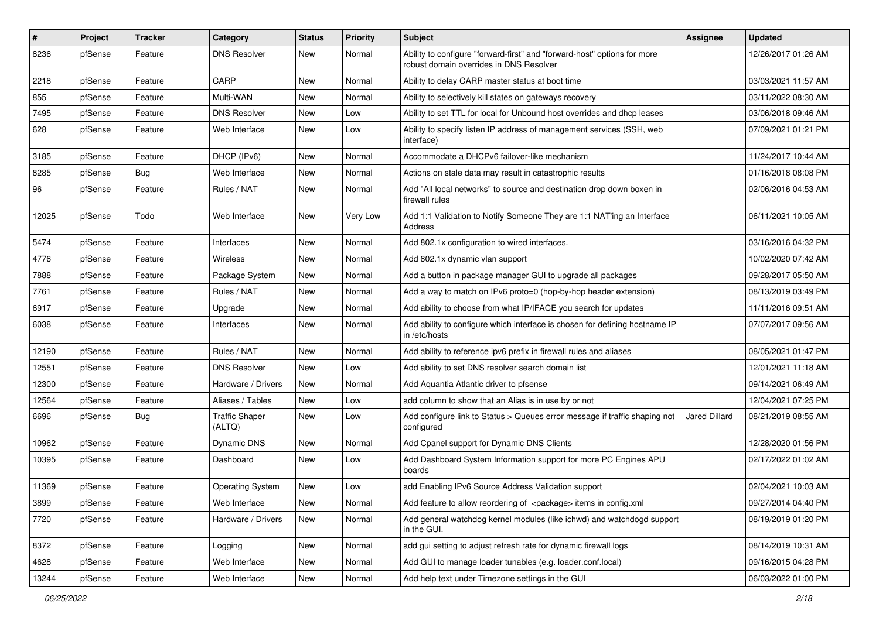| # | Project | Tracker | Category | Status | Priority | Subject | Assignee | Updated |
|---|---|---|---|---|---|---|---|---|
| 8236 | pfSense | Feature | DNS Resolver | New | Normal | Ability to configure "forward-first" and "forward-host" options for more robust domain overrides in DNS Resolver | | 12/26/2017 01:26 AM |
| 2218 | pfSense | Feature | CARP | New | Normal | Ability to delay CARP master status at boot time | | 03/03/2021 11:57 AM |
| 855 | pfSense | Feature | Multi-WAN | New | Normal | Ability to selectively kill states on gateways recovery | | 03/11/2022 08:30 AM |
| 7495 | pfSense | Feature | DNS Resolver | New | Low | Ability to set TTL for local for Unbound host overrides and dhcp leases | | 03/06/2018 09:46 AM |
| 628 | pfSense | Feature | Web Interface | New | Low | Ability to specify listen IP address of management services (SSH, web interface) | | 07/09/2021 01:21 PM |
| 3185 | pfSense | Feature | DHCP (IPv6) | New | Normal | Accommodate a DHCPv6 failover-like mechanism | | 11/24/2017 10:44 AM |
| 8285 | pfSense | Bug | Web Interface | New | Normal | Actions on stale data may result in catastrophic results | | 01/16/2018 08:08 PM |
| 96 | pfSense | Feature | Rules / NAT | New | Normal | Add "All local networks" to source and destination drop down boxen in firewall rules | | 02/06/2016 04:53 AM |
| 12025 | pfSense | Todo | Web Interface | New | Very Low | Add 1:1 Validation to Notify Someone They are 1:1 NAT'ing an Interface Address | | 06/11/2021 10:05 AM |
| 5474 | pfSense | Feature | Interfaces | New | Normal | Add 802.1x configuration to wired interfaces. | | 03/16/2016 04:32 PM |
| 4776 | pfSense | Feature | Wireless | New | Normal | Add 802.1x dynamic vlan support | | 10/02/2020 07:42 AM |
| 7888 | pfSense | Feature | Package System | New | Normal | Add a button in package manager GUI to upgrade all packages | | 09/28/2017 05:50 AM |
| 7761 | pfSense | Feature | Rules / NAT | New | Normal | Add a way to match on IPv6 proto=0 (hop-by-hop header extension) | | 08/13/2019 03:49 PM |
| 6917 | pfSense | Feature | Upgrade | New | Normal | Add ability to choose from what IP/IFACE you search for updates | | 11/11/2016 09:51 AM |
| 6038 | pfSense | Feature | Interfaces | New | Normal | Add ability to configure which interface is chosen for defining hostname IP in /etc/hosts | | 07/07/2017 09:56 AM |
| 12190 | pfSense | Feature | Rules / NAT | New | Normal | Add ability to reference ipv6 prefix in firewall rules and aliases | | 08/05/2021 01:47 PM |
| 12551 | pfSense | Feature | DNS Resolver | New | Low | Add ability to set DNS resolver search domain list | | 12/01/2021 11:18 AM |
| 12300 | pfSense | Feature | Hardware / Drivers | New | Normal | Add Aquantia Atlantic driver to pfsense | | 09/14/2021 06:49 AM |
| 12564 | pfSense | Feature | Aliases / Tables | New | Low | add column to show that an Alias is in use by or not | | 12/04/2021 07:25 PM |
| 6696 | pfSense | Bug | Traffic Shaper (ALTQ) | New | Low | Add configure link to Status > Queues error message if traffic shaping not configured | Jared Dillard | 08/21/2019 08:55 AM |
| 10962 | pfSense | Feature | Dynamic DNS | New | Normal | Add Cpanel support for Dynamic DNS Clients | | 12/28/2020 01:56 PM |
| 10395 | pfSense | Feature | Dashboard | New | Low | Add Dashboard System Information support for more PC Engines APU boards | | 02/17/2022 01:02 AM |
| 11369 | pfSense | Feature | Operating System | New | Low | add Enabling IPv6 Source Address Validation support | | 02/04/2021 10:03 AM |
| 3899 | pfSense | Feature | Web Interface | New | Normal | Add feature to allow reordering of <package> items in config.xml | | 09/27/2014 04:40 PM |
| 7720 | pfSense | Feature | Hardware / Drivers | New | Normal | Add general watchdog kernel modules (like ichwd) and watchdogd support in the GUI. | | 08/19/2019 01:20 PM |
| 8372 | pfSense | Feature | Logging | New | Normal | add gui setting to adjust refresh rate for dynamic firewall logs | | 08/14/2019 10:31 AM |
| 4628 | pfSense | Feature | Web Interface | New | Normal | Add GUI to manage loader tunables (e.g. loader.conf.local) | | 09/16/2015 04:28 PM |
| 13244 | pfSense | Feature | Web Interface | New | Normal | Add help text under Timezone settings in the GUI | | 06/03/2022 01:00 PM |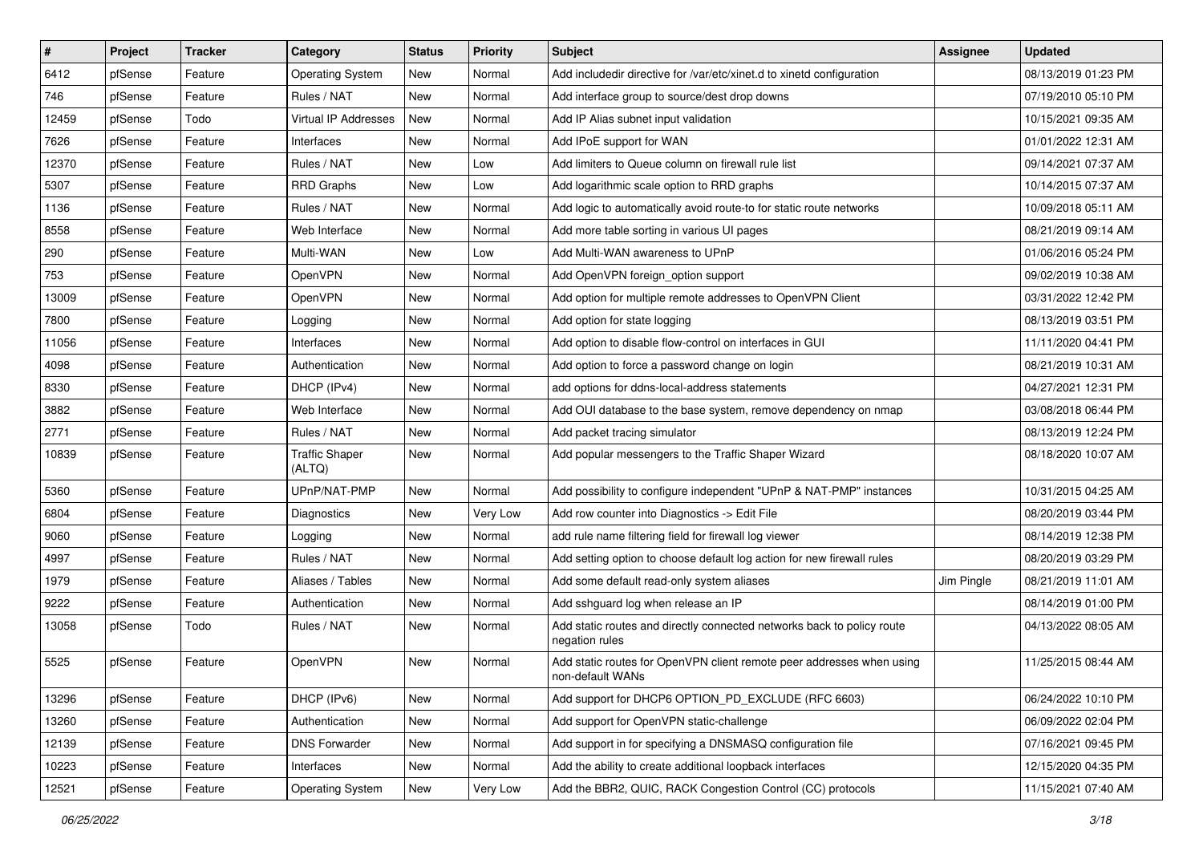| # | Project | Tracker | Category | Status | Priority | Subject | Assignee | Updated |
|---|---|---|---|---|---|---|---|---|
| 6412 | pfSense | Feature | Operating System | New | Normal | Add includedir directive for /var/etc/xinet.d to xinetd configuration | | 08/13/2019 01:23 PM |
| 746 | pfSense | Feature | Rules / NAT | New | Normal | Add interface group to source/dest drop downs | | 07/19/2010 05:10 PM |
| 12459 | pfSense | Todo | Virtual IP Addresses | New | Normal | Add IP Alias subnet input validation | | 10/15/2021 09:35 AM |
| 7626 | pfSense | Feature | Interfaces | New | Normal | Add IPoE support for WAN | | 01/01/2022 12:31 AM |
| 12370 | pfSense | Feature | Rules / NAT | New | Low | Add limiters to Queue column on firewall rule list | | 09/14/2021 07:37 AM |
| 5307 | pfSense | Feature | RRD Graphs | New | Low | Add logarithmic scale option to RRD graphs | | 10/14/2015 07:37 AM |
| 1136 | pfSense | Feature | Rules / NAT | New | Normal | Add logic to automatically avoid route-to for static route networks | | 10/09/2018 05:11 AM |
| 8558 | pfSense | Feature | Web Interface | New | Normal | Add more table sorting in various UI pages | | 08/21/2019 09:14 AM |
| 290 | pfSense | Feature | Multi-WAN | New | Low | Add Multi-WAN awareness to UPnP | | 01/06/2016 05:24 PM |
| 753 | pfSense | Feature | OpenVPN | New | Normal | Add OpenVPN foreign_option support | | 09/02/2019 10:38 AM |
| 13009 | pfSense | Feature | OpenVPN | New | Normal | Add option for multiple remote addresses to OpenVPN Client | | 03/31/2022 12:42 PM |
| 7800 | pfSense | Feature | Logging | New | Normal | Add option for state logging | | 08/13/2019 03:51 PM |
| 11056 | pfSense | Feature | Interfaces | New | Normal | Add option to disable flow-control on interfaces in GUI | | 11/11/2020 04:41 PM |
| 4098 | pfSense | Feature | Authentication | New | Normal | Add option to force a password change on login | | 08/21/2019 10:31 AM |
| 8330 | pfSense | Feature | DHCP (IPv4) | New | Normal | add options for ddns-local-address statements | | 04/27/2021 12:31 PM |
| 3882 | pfSense | Feature | Web Interface | New | Normal | Add OUI database to the base system, remove dependency on nmap | | 03/08/2018 06:44 PM |
| 2771 | pfSense | Feature | Rules / NAT | New | Normal | Add packet tracing simulator | | 08/13/2019 12:24 PM |
| 10839 | pfSense | Feature | Traffic Shaper (ALTQ) | New | Normal | Add popular messengers to the Traffic Shaper Wizard | | 08/18/2020 10:07 AM |
| 5360 | pfSense | Feature | UPnP/NAT-PMP | New | Normal | Add possibility to configure independent "UPnP & NAT-PMP" instances | | 10/31/2015 04:25 AM |
| 6804 | pfSense | Feature | Diagnostics | New | Very Low | Add row counter into Diagnostics -> Edit File | | 08/20/2019 03:44 PM |
| 9060 | pfSense | Feature | Logging | New | Normal | add rule name filtering field for firewall log viewer | | 08/14/2019 12:38 PM |
| 4997 | pfSense | Feature | Rules / NAT | New | Normal | Add setting option to choose default log action for new firewall rules | | 08/20/2019 03:29 PM |
| 1979 | pfSense | Feature | Aliases / Tables | New | Normal | Add some default read-only system aliases | Jim Pingle | 08/21/2019 11:01 AM |
| 9222 | pfSense | Feature | Authentication | New | Normal | Add sshguard log when release an IP | | 08/14/2019 01:00 PM |
| 13058 | pfSense | Todo | Rules / NAT | New | Normal | Add static routes and directly connected networks back to policy route negation rules | | 04/13/2022 08:05 AM |
| 5525 | pfSense | Feature | OpenVPN | New | Normal | Add static routes for OpenVPN client remote peer addresses when using non-default WANs | | 11/25/2015 08:44 AM |
| 13296 | pfSense | Feature | DHCP (IPv6) | New | Normal | Add support for DHCP6 OPTION_PD_EXCLUDE (RFC 6603) | | 06/24/2022 10:10 PM |
| 13260 | pfSense | Feature | Authentication | New | Normal | Add support for OpenVPN static-challenge | | 06/09/2022 02:04 PM |
| 12139 | pfSense | Feature | DNS Forwarder | New | Normal | Add support in for specifying a DNSMASQ configuration file | | 07/16/2021 09:45 PM |
| 10223 | pfSense | Feature | Interfaces | New | Normal | Add the ability to create additional loopback interfaces | | 12/15/2020 04:35 PM |
| 12521 | pfSense | Feature | Operating System | New | Very Low | Add the BBR2, QUIC, RACK Congestion Control (CC) protocols | | 11/15/2021 07:40 AM |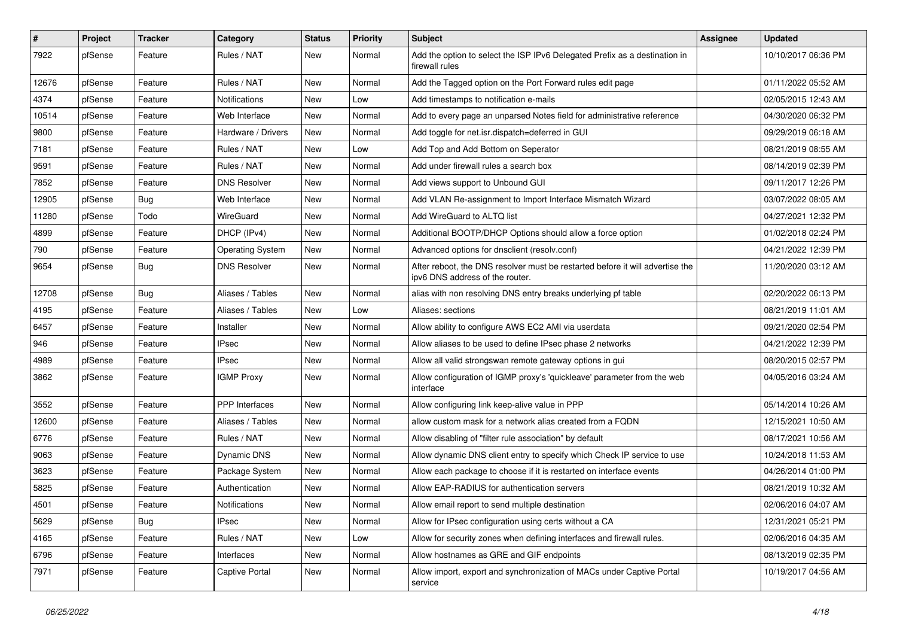| # | Project | Tracker | Category | Status | Priority | Subject | Assignee | Updated |
|---|---|---|---|---|---|---|---|---|
| 7922 | pfSense | Feature | Rules / NAT | New | Normal | Add the option to select the ISP IPv6 Delegated Prefix as a destination in firewall rules | | 10/10/2017 06:36 PM |
| 12676 | pfSense | Feature | Rules / NAT | New | Normal | Add the Tagged option on the Port Forward rules edit page | | 01/11/2022 05:52 AM |
| 4374 | pfSense | Feature | Notifications | New | Low | Add timestamps to notification e-mails | | 02/05/2015 12:43 AM |
| 10514 | pfSense | Feature | Web Interface | New | Normal | Add to every page an unparsed Notes field for administrative reference | | 04/30/2020 06:32 PM |
| 9800 | pfSense | Feature | Hardware / Drivers | New | Normal | Add toggle for net.isr.dispatch=deferred in GUI | | 09/29/2019 06:18 AM |
| 7181 | pfSense | Feature | Rules / NAT | New | Low | Add Top and Add Bottom on Seperator | | 08/21/2019 08:55 AM |
| 9591 | pfSense | Feature | Rules / NAT | New | Normal | Add under firewall rules a search box | | 08/14/2019 02:39 PM |
| 7852 | pfSense | Feature | DNS Resolver | New | Normal | Add views support to Unbound GUI | | 09/11/2017 12:26 PM |
| 12905 | pfSense | Bug | Web Interface | New | Normal | Add VLAN Re-assignment to Import Interface Mismatch Wizard | | 03/07/2022 08:05 AM |
| 11280 | pfSense | Todo | WireGuard | New | Normal | Add WireGuard to ALTQ list | | 04/27/2021 12:32 PM |
| 4899 | pfSense | Feature | DHCP (IPv4) | New | Normal | Additional BOOTP/DHCP Options should allow a force option | | 01/02/2018 02:24 PM |
| 790 | pfSense | Feature | Operating System | New | Normal | Advanced options for dnsclient (resolv.conf) | | 04/21/2022 12:39 PM |
| 9654 | pfSense | Bug | DNS Resolver | New | Normal | After reboot, the DNS resolver must be restarted before it will advertise the ipv6 DNS address of the router. | | 11/20/2020 03:12 AM |
| 12708 | pfSense | Bug | Aliases / Tables | New | Normal | alias with non resolving DNS entry breaks underlying pf table | | 02/20/2022 06:13 PM |
| 4195 | pfSense | Feature | Aliases / Tables | New | Low | Aliases: sections | | 08/21/2019 11:01 AM |
| 6457 | pfSense | Feature | Installer | New | Normal | Allow ability to configure AWS EC2 AMI via userdata | | 09/21/2020 02:54 PM |
| 946 | pfSense | Feature | IPsec | New | Normal | Allow aliases to be used to define IPsec phase 2 networks | | 04/21/2022 12:39 PM |
| 4989 | pfSense | Feature | IPsec | New | Normal | Allow all valid strongswan remote gateway options in gui | | 08/20/2015 02:57 PM |
| 3862 | pfSense | Feature | IGMP Proxy | New | Normal | Allow configuration of IGMP proxy's 'quickleave' parameter from the web interface | | 04/05/2016 03:24 AM |
| 3552 | pfSense | Feature | PPP Interfaces | New | Normal | Allow configuring link keep-alive value in PPP | | 05/14/2014 10:26 AM |
| 12600 | pfSense | Feature | Aliases / Tables | New | Normal | allow custom mask for a network alias created from a FQDN | | 12/15/2021 10:50 AM |
| 6776 | pfSense | Feature | Rules / NAT | New | Normal | Allow disabling of "filter rule association" by default | | 08/17/2021 10:56 AM |
| 9063 | pfSense | Feature | Dynamic DNS | New | Normal | Allow dynamic DNS client entry to specify which Check IP service to use | | 10/24/2018 11:53 AM |
| 3623 | pfSense | Feature | Package System | New | Normal | Allow each package to choose if it is restarted on interface events | | 04/26/2014 01:00 PM |
| 5825 | pfSense | Feature | Authentication | New | Normal | Allow EAP-RADIUS for authentication servers | | 08/21/2019 10:32 AM |
| 4501 | pfSense | Feature | Notifications | New | Normal | Allow email report to send multiple destination | | 02/06/2016 04:07 AM |
| 5629 | pfSense | Bug | IPsec | New | Normal | Allow for IPsec configuration using certs without a CA | | 12/31/2021 05:21 PM |
| 4165 | pfSense | Feature | Rules / NAT | New | Low | Allow for security zones when defining interfaces and firewall rules. | | 02/06/2016 04:35 AM |
| 6796 | pfSense | Feature | Interfaces | New | Normal | Allow hostnames as GRE and GIF endpoints | | 08/13/2019 02:35 PM |
| 7971 | pfSense | Feature | Captive Portal | New | Normal | Allow import, export and synchronization of MACs under Captive Portal service | | 10/19/2017 04:56 AM |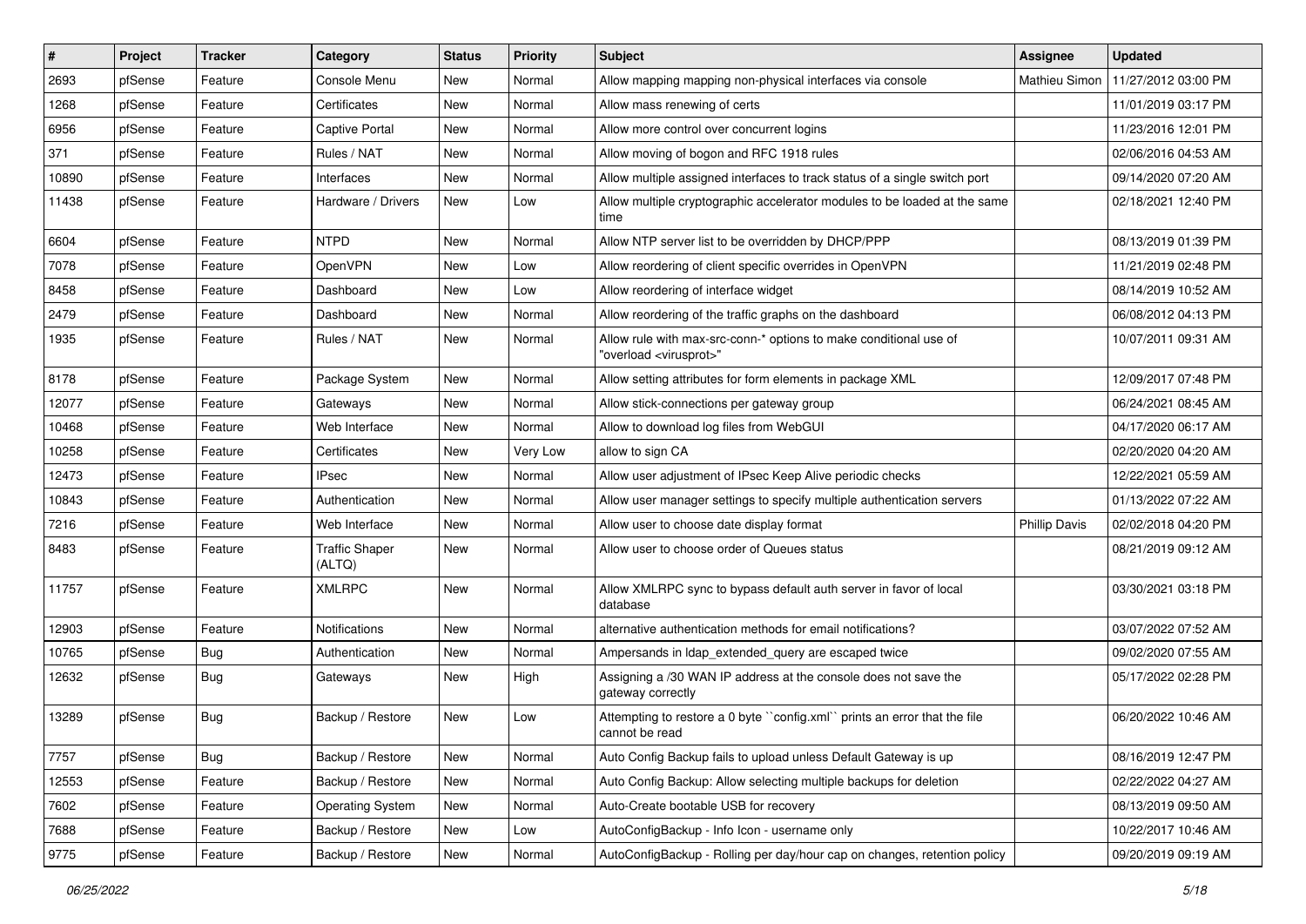| # | Project | Tracker | Category | Status | Priority | Subject | Assignee | Updated |
|---|---|---|---|---|---|---|---|---|
| 2693 | pfSense | Feature | Console Menu | New | Normal | Allow mapping mapping non-physical interfaces via console | Mathieu Simon | 11/27/2012 03:00 PM |
| 1268 | pfSense | Feature | Certificates | New | Normal | Allow mass renewing of certs | | 11/01/2019 03:17 PM |
| 6956 | pfSense | Feature | Captive Portal | New | Normal | Allow more control over concurrent logins | | 11/23/2016 12:01 PM |
| 371 | pfSense | Feature | Rules / NAT | New | Normal | Allow moving of bogon and RFC 1918 rules | | 02/06/2016 04:53 AM |
| 10890 | pfSense | Feature | Interfaces | New | Normal | Allow multiple assigned interfaces to track status of a single switch port | | 09/14/2020 07:20 AM |
| 11438 | pfSense | Feature | Hardware / Drivers | New | Low | Allow multiple cryptographic accelerator modules to be loaded at the same time | | 02/18/2021 12:40 PM |
| 6604 | pfSense | Feature | NTPD | New | Normal | Allow NTP server list to be overridden by DHCP/PPP | | 08/13/2019 01:39 PM |
| 7078 | pfSense | Feature | OpenVPN | New | Low | Allow reordering of client specific overrides in OpenVPN | | 11/21/2019 02:48 PM |
| 8458 | pfSense | Feature | Dashboard | New | Low | Allow reordering of interface widget | | 08/14/2019 10:52 AM |
| 2479 | pfSense | Feature | Dashboard | New | Normal | Allow reordering of the traffic graphs on the dashboard | | 06/08/2012 04:13 PM |
| 1935 | pfSense | Feature | Rules / NAT | New | Normal | Allow rule with max-src-conn-* options to make conditional use of "overload <virusprot>" | | 10/07/2011 09:31 AM |
| 8178 | pfSense | Feature | Package System | New | Normal | Allow setting attributes for form elements in package XML | | 12/09/2017 07:48 PM |
| 12077 | pfSense | Feature | Gateways | New | Normal | Allow stick-connections per gateway group | | 06/24/2021 08:45 AM |
| 10468 | pfSense | Feature | Web Interface | New | Normal | Allow to download log files from WebGUI | | 04/17/2020 06:17 AM |
| 10258 | pfSense | Feature | Certificates | New | Very Low | allow to sign CA | | 02/20/2020 04:20 AM |
| 12473 | pfSense | Feature | IPsec | New | Normal | Allow user adjustment of IPsec Keep Alive periodic checks | | 12/22/2021 05:59 AM |
| 10843 | pfSense | Feature | Authentication | New | Normal | Allow user manager settings to specify multiple authentication servers | | 01/13/2022 07:22 AM |
| 7216 | pfSense | Feature | Web Interface | New | Normal | Allow user to choose date display format | Phillip Davis | 02/02/2018 04:20 PM |
| 8483 | pfSense | Feature | Traffic Shaper (ALTQ) | New | Normal | Allow user to choose order of Queues status | | 08/21/2019 09:12 AM |
| 11757 | pfSense | Feature | XMLRPC | New | Normal | Allow XMLRPC sync to bypass default auth server in favor of local database | | 03/30/2021 03:18 PM |
| 12903 | pfSense | Feature | Notifications | New | Normal | alternative authentication methods for email notifications? | | 03/07/2022 07:52 AM |
| 10765 | pfSense | Bug | Authentication | New | Normal | Ampersands in ldap_extended_query are escaped twice | | 09/02/2020 07:55 AM |
| 12632 | pfSense | Bug | Gateways | New | High | Assigning a /30 WAN IP address at the console does not save the gateway correctly | | 05/17/2022 02:28 PM |
| 13289 | pfSense | Bug | Backup / Restore | New | Low | Attempting to restore a 0 byte ``config.xml`` prints an error that the file cannot be read | | 06/20/2022 10:46 AM |
| 7757 | pfSense | Bug | Backup / Restore | New | Normal | Auto Config Backup fails to upload unless Default Gateway is up | | 08/16/2019 12:47 PM |
| 12553 | pfSense | Feature | Backup / Restore | New | Normal | Auto Config Backup: Allow selecting multiple backups for deletion | | 02/22/2022 04:27 AM |
| 7602 | pfSense | Feature | Operating System | New | Normal | Auto-Create bootable USB for recovery | | 08/13/2019 09:50 AM |
| 7688 | pfSense | Feature | Backup / Restore | New | Low | AutoConfigBackup - Info Icon - username only | | 10/22/2017 10:46 AM |
| 9775 | pfSense | Feature | Backup / Restore | New | Normal | AutoConfigBackup - Rolling per day/hour cap on changes, retention policy | | 09/20/2019 09:19 AM |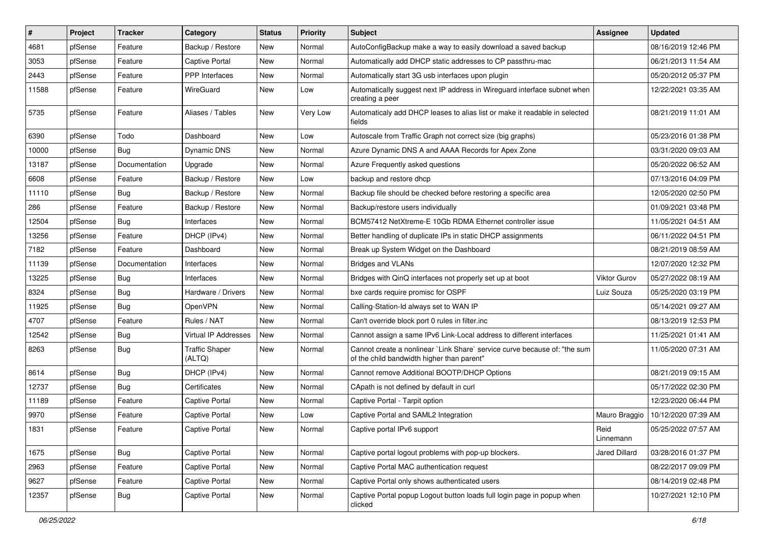| # | Project | Tracker | Category | Status | Priority | Subject | Assignee | Updated |
|---|---|---|---|---|---|---|---|---|
| 4681 | pfSense | Feature | Backup / Restore | New | Normal | AutoConfigBackup make a way to easily download a saved backup | | 08/16/2019 12:46 PM |
| 3053 | pfSense | Feature | Captive Portal | New | Normal | Automatically add DHCP static addresses to CP passthru-mac | | 06/21/2013 11:54 AM |
| 2443 | pfSense | Feature | PPP Interfaces | New | Normal | Automatically start 3G usb interfaces upon plugin | | 05/20/2012 05:37 PM |
| 11588 | pfSense | Feature | WireGuard | New | Low | Automatically suggest next IP address in Wireguard interface subnet when creating a peer | | 12/22/2021 03:35 AM |
| 5735 | pfSense | Feature | Aliases / Tables | New | Very Low | Automaticaly add DHCP leases to alias list or make it readable in selected fields | | 08/21/2019 11:01 AM |
| 6390 | pfSense | Todo | Dashboard | New | Low | Autoscale from Traffic Graph not correct size (big graphs) | | 05/23/2016 01:38 PM |
| 10000 | pfSense | Bug | Dynamic DNS | New | Normal | Azure Dynamic DNS A and AAAA Records for Apex Zone | | 03/31/2020 09:03 AM |
| 13187 | pfSense | Documentation | Upgrade | New | Normal | Azure Frequently asked questions | | 05/20/2022 06:52 AM |
| 6608 | pfSense | Feature | Backup / Restore | New | Low | backup and restore dhcp | | 07/13/2016 04:09 PM |
| 11110 | pfSense | Bug | Backup / Restore | New | Normal | Backup file should be checked before restoring a specific area | | 12/05/2020 02:50 PM |
| 286 | pfSense | Feature | Backup / Restore | New | Normal | Backup/restore users individually | | 01/09/2021 03:48 PM |
| 12504 | pfSense | Bug | Interfaces | New | Normal | BCM57412 NetXtreme-E 10Gb RDMA Ethernet controller issue | | 11/05/2021 04:51 AM |
| 13256 | pfSense | Feature | DHCP (IPv4) | New | Normal | Better handling of duplicate IPs in static DHCP assignments | | 06/11/2022 04:51 PM |
| 7182 | pfSense | Feature | Dashboard | New | Normal | Break up System Widget on the Dashboard | | 08/21/2019 08:59 AM |
| 11139 | pfSense | Documentation | Interfaces | New | Normal | Bridges and VLANs | | 12/07/2020 12:32 PM |
| 13225 | pfSense | Bug | Interfaces | New | Normal | Bridges with QinQ interfaces not properly set up at boot | Viktor Gurov | 05/27/2022 08:19 AM |
| 8324 | pfSense | Bug | Hardware / Drivers | New | Normal | bxe cards require promisc for OSPF | Luiz Souza | 05/25/2020 03:19 PM |
| 11925 | pfSense | Bug | OpenVPN | New | Normal | Calling-Station-Id always set to WAN IP | | 05/14/2021 09:27 AM |
| 4707 | pfSense | Feature | Rules / NAT | New | Normal | Can't override block port 0 rules in filter.inc | | 08/13/2019 12:53 PM |
| 12542 | pfSense | Bug | Virtual IP Addresses | New | Normal | Cannot assign a same IPv6 Link-Local address to different interfaces | | 11/25/2021 01:41 AM |
| 8263 | pfSense | Bug | Traffic Shaper (ALTQ) | New | Normal | Cannot create a nonlinear `Link Share` service curve because of: "the sum of the child bandwidth higher than parent" | | 11/05/2020 07:31 AM |
| 8614 | pfSense | Bug | DHCP (IPv4) | New | Normal | Cannot remove Additional BOOTP/DHCP Options | | 08/21/2019 09:15 AM |
| 12737 | pfSense | Bug | Certificates | New | Normal | CApath is not defined by default in curl | | 05/17/2022 02:30 PM |
| 11189 | pfSense | Feature | Captive Portal | New | Normal | Captive Portal - Tarpit option | | 12/23/2020 06:44 PM |
| 9970 | pfSense | Feature | Captive Portal | New | Low | Captive Portal and SAML2 Integration | Mauro Braggio | 10/12/2020 07:39 AM |
| 1831 | pfSense | Feature | Captive Portal | New | Normal | Captive portal IPv6 support | Reid Linnemann | 05/25/2022 07:57 AM |
| 1675 | pfSense | Bug | Captive Portal | New | Normal | Captive portal logout problems with pop-up blockers. | Jared Dillard | 03/28/2016 01:37 PM |
| 2963 | pfSense | Feature | Captive Portal | New | Normal | Captive Portal MAC authentication request | | 08/22/2017 09:09 PM |
| 9627 | pfSense | Feature | Captive Portal | New | Normal | Captive Portal only shows authenticated users | | 08/14/2019 02:48 PM |
| 12357 | pfSense | Bug | Captive Portal | New | Normal | Captive Portal popup Logout button loads full login page in popup when clicked | | 10/27/2021 12:10 PM |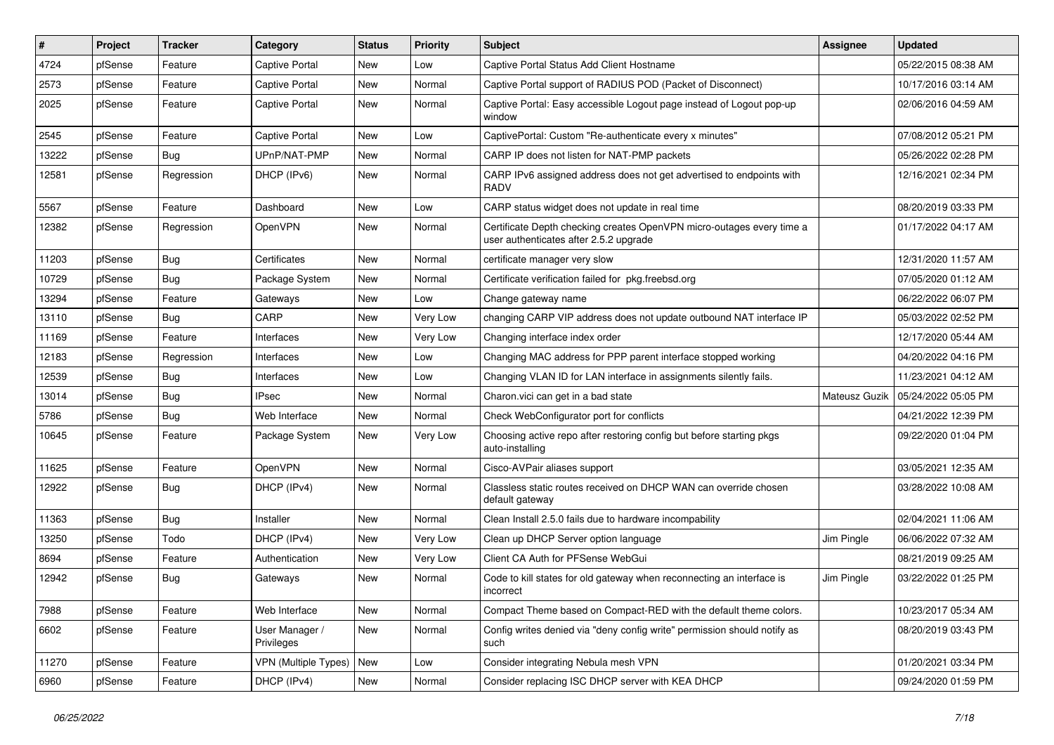| # | Project | Tracker | Category | Status | Priority | Subject | Assignee | Updated |
|---|---|---|---|---|---|---|---|---|
| 4724 | pfSense | Feature | Captive Portal | New | Low | Captive Portal Status Add Client Hostname | | 05/22/2015 08:38 AM |
| 2573 | pfSense | Feature | Captive Portal | New | Normal | Captive Portal support of RADIUS POD (Packet of Disconnect) | | 10/17/2016 03:14 AM |
| 2025 | pfSense | Feature | Captive Portal | New | Normal | Captive Portal: Easy accessible Logout page instead of Logout pop-up window | | 02/06/2016 04:59 AM |
| 2545 | pfSense | Feature | Captive Portal | New | Low | CaptivePortal: Custom "Re-authenticate every x minutes" | | 07/08/2012 05:21 PM |
| 13222 | pfSense | Bug | UPnP/NAT-PMP | New | Normal | CARP IP does not listen for NAT-PMP packets | | 05/26/2022 02:28 PM |
| 12581 | pfSense | Regression | DHCP (IPv6) | New | Normal | CARP IPv6 assigned address does not get advertised to endpoints with RADV | | 12/16/2021 02:34 PM |
| 5567 | pfSense | Feature | Dashboard | New | Low | CARP status widget does not update in real time | | 08/20/2019 03:33 PM |
| 12382 | pfSense | Regression | OpenVPN | New | Normal | Certificate Depth checking creates OpenVPN micro-outages every time a user authenticates after 2.5.2 upgrade | | 01/17/2022 04:17 AM |
| 11203 | pfSense | Bug | Certificates | New | Normal | certificate manager very slow | | 12/31/2020 11:57 AM |
| 10729 | pfSense | Bug | Package System | New | Normal | Certificate verification failed for pkg.freebsd.org | | 07/05/2020 01:12 AM |
| 13294 | pfSense | Feature | Gateways | New | Low | Change gateway name | | 06/22/2022 06:07 PM |
| 13110 | pfSense | Bug | CARP | New | Very Low | changing CARP VIP address does not update outbound NAT interface IP | | 05/03/2022 02:52 PM |
| 11169 | pfSense | Feature | Interfaces | New | Very Low | Changing interface index order | | 12/17/2020 05:44 AM |
| 12183 | pfSense | Regression | Interfaces | New | Low | Changing MAC address for PPP parent interface stopped working | | 04/20/2022 04:16 PM |
| 12539 | pfSense | Bug | Interfaces | New | Low | Changing VLAN ID for LAN interface in assignments silently fails. | | 11/23/2021 04:12 AM |
| 13014 | pfSense | Bug | IPsec | New | Normal | Charon.vici can get in a bad state | Mateusz Guzik | 05/24/2022 05:05 PM |
| 5786 | pfSense | Bug | Web Interface | New | Normal | Check WebConfigurator port for conflicts | | 04/21/2022 12:39 PM |
| 10645 | pfSense | Feature | Package System | New | Very Low | Choosing active repo after restoring config but before starting pkgs auto-installing | | 09/22/2020 01:04 PM |
| 11625 | pfSense | Feature | OpenVPN | New | Normal | Cisco-AVPair aliases support | | 03/05/2021 12:35 AM |
| 12922 | pfSense | Bug | DHCP (IPv4) | New | Normal | Classless static routes received on DHCP WAN can override chosen default gateway | | 03/28/2022 10:08 AM |
| 11363 | pfSense | Bug | Installer | New | Normal | Clean Install 2.5.0 fails due to hardware incompability | | 02/04/2021 11:06 AM |
| 13250 | pfSense | Todo | DHCP (IPv4) | New | Very Low | Clean up DHCP Server option language | Jim Pingle | 06/06/2022 07:32 AM |
| 8694 | pfSense | Feature | Authentication | New | Very Low | Client CA Auth for PFSense WebGui | | 08/21/2019 09:25 AM |
| 12942 | pfSense | Bug | Gateways | New | Normal | Code to kill states for old gateway when reconnecting an interface is incorrect | Jim Pingle | 03/22/2022 01:25 PM |
| 7988 | pfSense | Feature | Web Interface | New | Normal | Compact Theme based on Compact-RED with the default theme colors. | | 10/23/2017 05:34 AM |
| 6602 | pfSense | Feature | User Manager / Privileges | New | Normal | Config writes denied via "deny config write" permission should notify as such | | 08/20/2019 03:43 PM |
| 11270 | pfSense | Feature | VPN (Multiple Types) | New | Low | Consider integrating Nebula mesh VPN | | 01/20/2021 03:34 PM |
| 6960 | pfSense | Feature | DHCP (IPv4) | New | Normal | Consider replacing ISC DHCP server with KEA DHCP | | 09/24/2020 01:59 PM |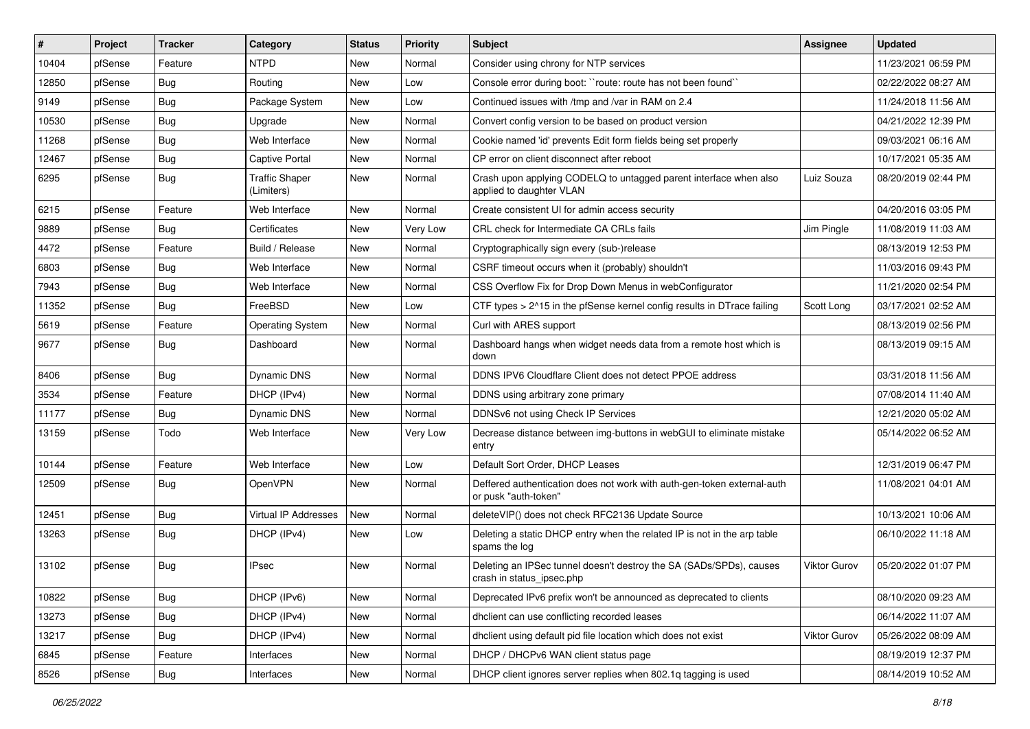| # | Project | Tracker | Category | Status | Priority | Subject | Assignee | Updated |
|---|---|---|---|---|---|---|---|---|
| 10404 | pfSense | Feature | NTPD | New | Normal | Consider using chrony for NTP services | | 11/23/2021 06:59 PM |
| 12850 | pfSense | Bug | Routing | New | Low | Console error during boot: ``route: route has not been found`` | | 02/22/2022 08:27 AM |
| 9149 | pfSense | Bug | Package System | New | Low | Continued issues with /tmp and /var in RAM on 2.4 | | 11/24/2018 11:56 AM |
| 10530 | pfSense | Bug | Upgrade | New | Normal | Convert config version to be based on product version | | 04/21/2022 12:39 PM |
| 11268 | pfSense | Bug | Web Interface | New | Normal | Cookie named 'id' prevents Edit form fields being set properly | | 09/03/2021 06:16 AM |
| 12467 | pfSense | Bug | Captive Portal | New | Normal | CP error on client disconnect after reboot | | 10/17/2021 05:35 AM |
| 6295 | pfSense | Bug | Traffic Shaper (Limiters) | New | Normal | Crash upon applying CODELQ to untagged parent interface when also applied to daughter VLAN | Luiz Souza | 08/20/2019 02:44 PM |
| 6215 | pfSense | Feature | Web Interface | New | Normal | Create consistent UI for admin access security | | 04/20/2016 03:05 PM |
| 9889 | pfSense | Bug | Certificates | New | Very Low | CRL check for Intermediate CA CRLs fails | Jim Pingle | 11/08/2019 11:03 AM |
| 4472 | pfSense | Feature | Build / Release | New | Normal | Cryptographically sign every (sub-)release | | 08/13/2019 12:53 PM |
| 6803 | pfSense | Bug | Web Interface | New | Normal | CSRF timeout occurs when it (probably) shouldn't | | 11/03/2016 09:43 PM |
| 7943 | pfSense | Bug | Web Interface | New | Normal | CSS Overflow Fix for Drop Down Menus in webConfigurator | | 11/21/2020 02:54 PM |
| 11352 | pfSense | Bug | FreeBSD | New | Low | CTF types > 2^15 in the pfSense kernel config results in DTrace failing | Scott Long | 03/17/2021 02:52 AM |
| 5619 | pfSense | Feature | Operating System | New | Normal | Curl with ARES support | | 08/13/2019 02:56 PM |
| 9677 | pfSense | Bug | Dashboard | New | Normal | Dashboard hangs when widget needs data from a remote host which is down | | 08/13/2019 09:15 AM |
| 8406 | pfSense | Bug | Dynamic DNS | New | Normal | DDNS IPV6 Cloudflare Client does not detect PPOE address | | 03/31/2018 11:56 AM |
| 3534 | pfSense | Feature | DHCP (IPv4) | New | Normal | DDNS using arbitrary zone primary | | 07/08/2014 11:40 AM |
| 11177 | pfSense | Bug | Dynamic DNS | New | Normal | DDNSv6 not using Check IP Services | | 12/21/2020 05:02 AM |
| 13159 | pfSense | Todo | Web Interface | New | Very Low | Decrease distance between img-buttons in webGUI to eliminate mistake entry | | 05/14/2022 06:52 AM |
| 10144 | pfSense | Feature | Web Interface | New | Low | Default Sort Order, DHCP Leases | | 12/31/2019 06:47 PM |
| 12509 | pfSense | Bug | OpenVPN | New | Normal | Deffered authentication does not work with auth-gen-token external-auth or pusk "auth-token" | | 11/08/2021 04:01 AM |
| 12451 | pfSense | Bug | Virtual IP Addresses | New | Normal | deleteVIP() does not check RFC2136 Update Source | | 10/13/2021 10:06 AM |
| 13263 | pfSense | Bug | DHCP (IPv4) | New | Low | Deleting a static DHCP entry when the related IP is not in the arp table spams the log | | 06/10/2022 11:18 AM |
| 13102 | pfSense | Bug | IPsec | New | Normal | Deleting an IPSec tunnel doesn't destroy the SA (SADs/SPDs), causes crash in status_ipsec.php | Viktor Gurov | 05/20/2022 01:07 PM |
| 10822 | pfSense | Bug | DHCP (IPv6) | New | Normal | Deprecated IPv6 prefix won't be announced as deprecated to clients | | 08/10/2020 09:23 AM |
| 13273 | pfSense | Bug | DHCP (IPv4) | New | Normal | dhclient can use conflicting recorded leases | | 06/14/2022 11:07 AM |
| 13217 | pfSense | Bug | DHCP (IPv4) | New | Normal | dhclient using default pid file location which does not exist | Viktor Gurov | 05/26/2022 08:09 AM |
| 6845 | pfSense | Feature | Interfaces | New | Normal | DHCP / DHCPv6 WAN client status page | | 08/19/2019 12:37 PM |
| 8526 | pfSense | Bug | Interfaces | New | Normal | DHCP client ignores server replies when 802.1q tagging is used | | 08/14/2019 10:52 AM |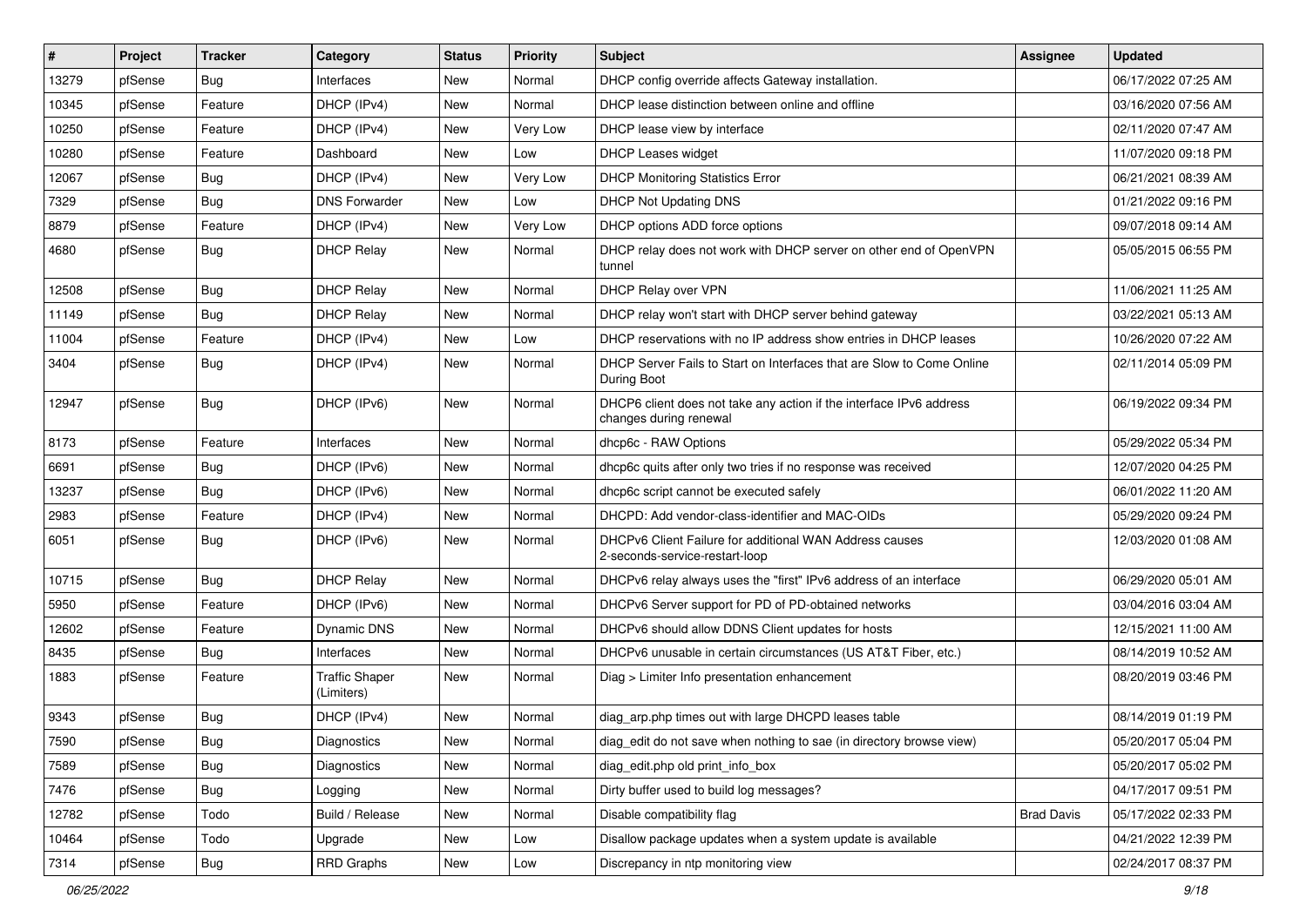| # | Project | Tracker | Category | Status | Priority | Subject | Assignee | Updated |
|---|---|---|---|---|---|---|---|---|
| 13279 | pfSense | Bug | Interfaces | New | Normal | DHCP config override affects Gateway installation. | | 06/17/2022 07:25 AM |
| 10345 | pfSense | Feature | DHCP (IPv4) | New | Normal | DHCP lease distinction between online and offline | | 03/16/2020 07:56 AM |
| 10250 | pfSense | Feature | DHCP (IPv4) | New | Very Low | DHCP lease view by interface | | 02/11/2020 07:47 AM |
| 10280 | pfSense | Feature | Dashboard | New | Low | DHCP Leases widget | | 11/07/2020 09:18 PM |
| 12067 | pfSense | Bug | DHCP (IPv4) | New | Very Low | DHCP Monitoring Statistics Error | | 06/21/2021 08:39 AM |
| 7329 | pfSense | Bug | DNS Forwarder | New | Low | DHCP Not Updating DNS | | 01/21/2022 09:16 PM |
| 8879 | pfSense | Feature | DHCP (IPv4) | New | Very Low | DHCP options ADD force options | | 09/07/2018 09:14 AM |
| 4680 | pfSense | Bug | DHCP Relay | New | Normal | DHCP relay does not work with DHCP server on other end of OpenVPN tunnel | | 05/05/2015 06:55 PM |
| 12508 | pfSense | Bug | DHCP Relay | New | Normal | DHCP Relay over VPN | | 11/06/2021 11:25 AM |
| 11149 | pfSense | Bug | DHCP Relay | New | Normal | DHCP relay won't start with DHCP server behind gateway | | 03/22/2021 05:13 AM |
| 11004 | pfSense | Feature | DHCP (IPv4) | New | Low | DHCP reservations with no IP address show entries in DHCP leases | | 10/26/2020 07:22 AM |
| 3404 | pfSense | Bug | DHCP (IPv4) | New | Normal | DHCP Server Fails to Start on Interfaces that are Slow to Come Online During Boot | | 02/11/2014 05:09 PM |
| 12947 | pfSense | Bug | DHCP (IPv6) | New | Normal | DHCP6 client does not take any action if the interface IPv6 address changes during renewal | | 06/19/2022 09:34 PM |
| 8173 | pfSense | Feature | Interfaces | New | Normal | dhcp6c - RAW Options | | 05/29/2022 05:34 PM |
| 6691 | pfSense | Bug | DHCP (IPv6) | New | Normal | dhcp6c quits after only two tries if no response was received | | 12/07/2020 04:25 PM |
| 13237 | pfSense | Bug | DHCP (IPv6) | New | Normal | dhcp6c script cannot be executed safely | | 06/01/2022 11:20 AM |
| 2983 | pfSense | Feature | DHCP (IPv4) | New | Normal | DHCPD: Add vendor-class-identifier and MAC-OIDs | | 05/29/2020 09:24 PM |
| 6051 | pfSense | Bug | DHCP (IPv6) | New | Normal | DHCPv6 Client Failure for additional WAN Address causes 2-seconds-service-restart-loop | | 12/03/2020 01:08 AM |
| 10715 | pfSense | Bug | DHCP Relay | New | Normal | DHCPv6 relay always uses the "first" IPv6 address of an interface | | 06/29/2020 05:01 AM |
| 5950 | pfSense | Feature | DHCP (IPv6) | New | Normal | DHCPv6 Server support for PD of PD-obtained networks | | 03/04/2016 03:04 AM |
| 12602 | pfSense | Feature | Dynamic DNS | New | Normal | DHCPv6 should allow DDNS Client updates for hosts | | 12/15/2021 11:00 AM |
| 8435 | pfSense | Bug | Interfaces | New | Normal | DHCPv6 unusable in certain circumstances (US AT&T Fiber, etc.) | | 08/14/2019 10:52 AM |
| 1883 | pfSense | Feature | Traffic Shaper (Limiters) | New | Normal | Diag > Limiter Info presentation enhancement | | 08/20/2019 03:46 PM |
| 9343 | pfSense | Bug | DHCP (IPv4) | New | Normal | diag_arp.php times out with large DHCPD leases table | | 08/14/2019 01:19 PM |
| 7590 | pfSense | Bug | Diagnostics | New | Normal | diag_edit do not save when nothing to sae (in directory browse view) | | 05/20/2017 05:04 PM |
| 7589 | pfSense | Bug | Diagnostics | New | Normal | diag_edit.php old print_info_box | | 05/20/2017 05:02 PM |
| 7476 | pfSense | Bug | Logging | New | Normal | Dirty buffer used to build log messages? | | 04/17/2017 09:51 PM |
| 12782 | pfSense | Todo | Build / Release | New | Normal | Disable compatibility flag | Brad Davis | 05/17/2022 02:33 PM |
| 10464 | pfSense | Todo | Upgrade | New | Low | Disallow package updates when a system update is available | | 04/21/2022 12:39 PM |
| 7314 | pfSense | Bug | RRD Graphs | New | Low | Discrepancy in ntp monitoring view | | 02/24/2017 08:37 PM |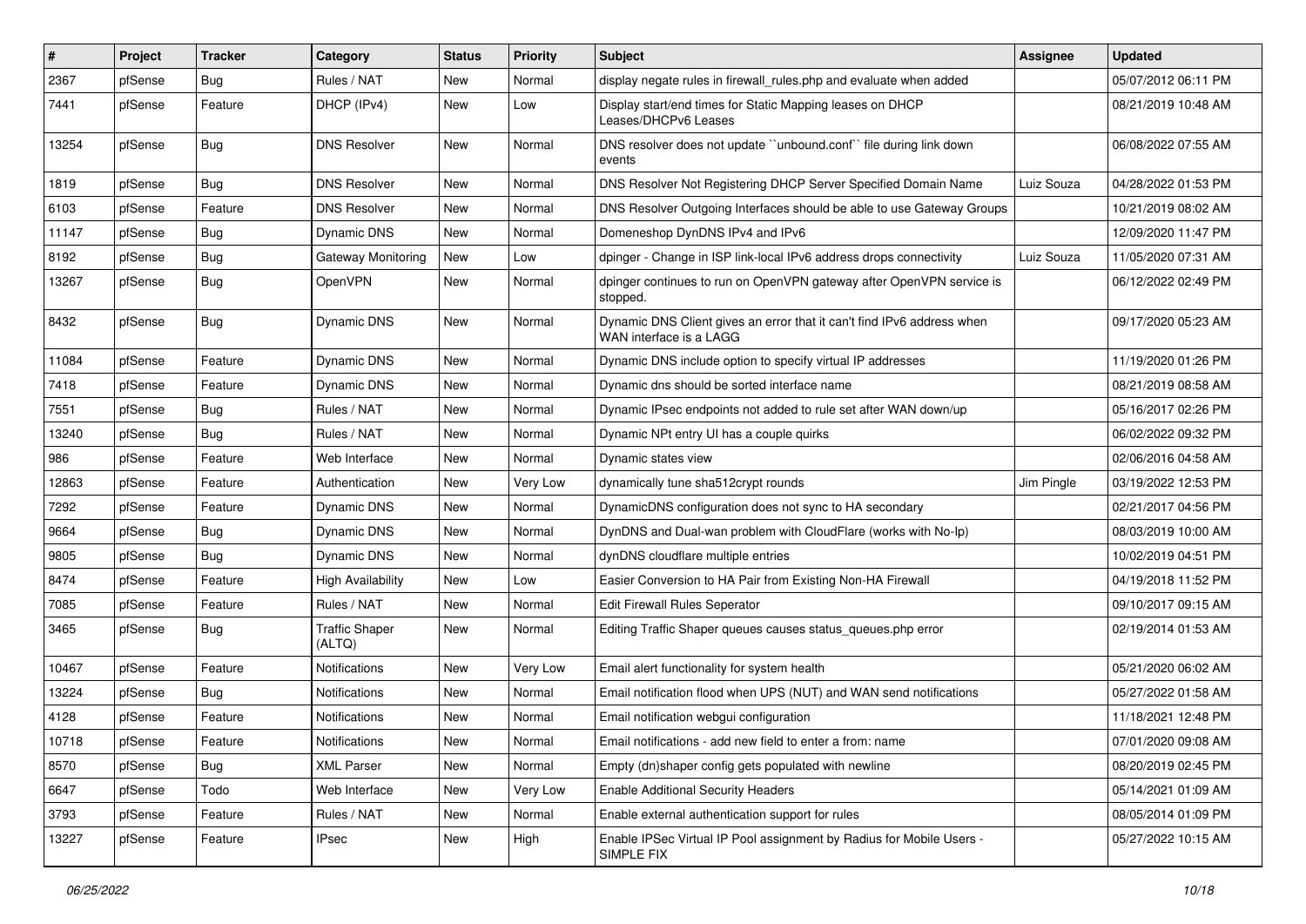| # | Project | Tracker | Category | Status | Priority | Subject | Assignee | Updated |
|---|---|---|---|---|---|---|---|---|
| 2367 | pfSense | Bug | Rules / NAT | New | Normal | display negate rules in firewall_rules.php and evaluate when added | | 05/07/2012 06:11 PM |
| 7441 | pfSense | Feature | DHCP (IPv4) | New | Low | Display start/end times for Static Mapping leases on DHCP Leases/DHCPv6 Leases | | 08/21/2019 10:48 AM |
| 13254 | pfSense | Bug | DNS Resolver | New | Normal | DNS resolver does not update ``unbound.conf`` file during link down events | | 06/08/2022 07:55 AM |
| 1819 | pfSense | Bug | DNS Resolver | New | Normal | DNS Resolver Not Registering DHCP Server Specified Domain Name | Luiz Souza | 04/28/2022 01:53 PM |
| 6103 | pfSense | Feature | DNS Resolver | New | Normal | DNS Resolver Outgoing Interfaces should be able to use Gateway Groups | | 10/21/2019 08:02 AM |
| 11147 | pfSense | Bug | Dynamic DNS | New | Normal | Domeneshop DynDNS IPv4 and IPv6 | | 12/09/2020 11:47 PM |
| 8192 | pfSense | Bug | Gateway Monitoring | New | Low | dpinger - Change in ISP link-local IPv6 address drops connectivity | Luiz Souza | 11/05/2020 07:31 AM |
| 13267 | pfSense | Bug | OpenVPN | New | Normal | dpinger continues to run on OpenVPN gateway after OpenVPN service is stopped. | | 06/12/2022 02:49 PM |
| 8432 | pfSense | Bug | Dynamic DNS | New | Normal | Dynamic DNS Client gives an error that it can't find IPv6 address when WAN interface is a LAGG | | 09/17/2020 05:23 AM |
| 11084 | pfSense | Feature | Dynamic DNS | New | Normal | Dynamic DNS include option to specify virtual IP addresses | | 11/19/2020 01:26 PM |
| 7418 | pfSense | Feature | Dynamic DNS | New | Normal | Dynamic dns should be sorted interface name | | 08/21/2019 08:58 AM |
| 7551 | pfSense | Bug | Rules / NAT | New | Normal | Dynamic IPsec endpoints not added to rule set after WAN down/up | | 05/16/2017 02:26 PM |
| 13240 | pfSense | Bug | Rules / NAT | New | Normal | Dynamic NPt entry UI has a couple quirks | | 06/02/2022 09:32 PM |
| 986 | pfSense | Feature | Web Interface | New | Normal | Dynamic states view | | 02/06/2016 04:58 AM |
| 12863 | pfSense | Feature | Authentication | New | Very Low | dynamically tune sha512crypt rounds | Jim Pingle | 03/19/2022 12:53 PM |
| 7292 | pfSense | Feature | Dynamic DNS | New | Normal | DynamicDNS configuration does not sync to HA secondary | | 02/21/2017 04:56 PM |
| 9664 | pfSense | Bug | Dynamic DNS | New | Normal | DynDNS and Dual-wan problem with CloudFlare (works with No-Ip) | | 08/03/2019 10:00 AM |
| 9805 | pfSense | Bug | Dynamic DNS | New | Normal | dynDNS cloudflare multiple entries | | 10/02/2019 04:51 PM |
| 8474 | pfSense | Feature | High Availability | New | Low | Easier Conversion to HA Pair from Existing Non-HA Firewall | | 04/19/2018 11:52 PM |
| 7085 | pfSense | Feature | Rules / NAT | New | Normal | Edit Firewall Rules Seperator | | 09/10/2017 09:15 AM |
| 3465 | pfSense | Bug | Traffic Shaper (ALTQ) | New | Normal | Editing Traffic Shaper queues causes status_queues.php error | | 02/19/2014 01:53 AM |
| 10467 | pfSense | Feature | Notifications | New | Very Low | Email alert functionality for system health | | 05/21/2020 06:02 AM |
| 13224 | pfSense | Bug | Notifications | New | Normal | Email notification flood when UPS (NUT) and WAN send notifications | | 05/27/2022 01:58 AM |
| 4128 | pfSense | Feature | Notifications | New | Normal | Email notification webgui configuration | | 11/18/2021 12:48 PM |
| 10718 | pfSense | Feature | Notifications | New | Normal | Email notifications - add new field to enter a from: name | | 07/01/2020 09:08 AM |
| 8570 | pfSense | Bug | XML Parser | New | Normal | Empty (dn)shaper config gets populated with newline | | 08/20/2019 02:45 PM |
| 6647 | pfSense | Todo | Web Interface | New | Very Low | Enable Additional Security Headers | | 05/14/2021 01:09 AM |
| 3793 | pfSense | Feature | Rules / NAT | New | Normal | Enable external authentication support for rules | | 08/05/2014 01:09 PM |
| 13227 | pfSense | Feature | IPsec | New | High | Enable IPSec Virtual IP Pool assignment by Radius for Mobile Users - SIMPLE FIX | | 05/27/2022 10:15 AM |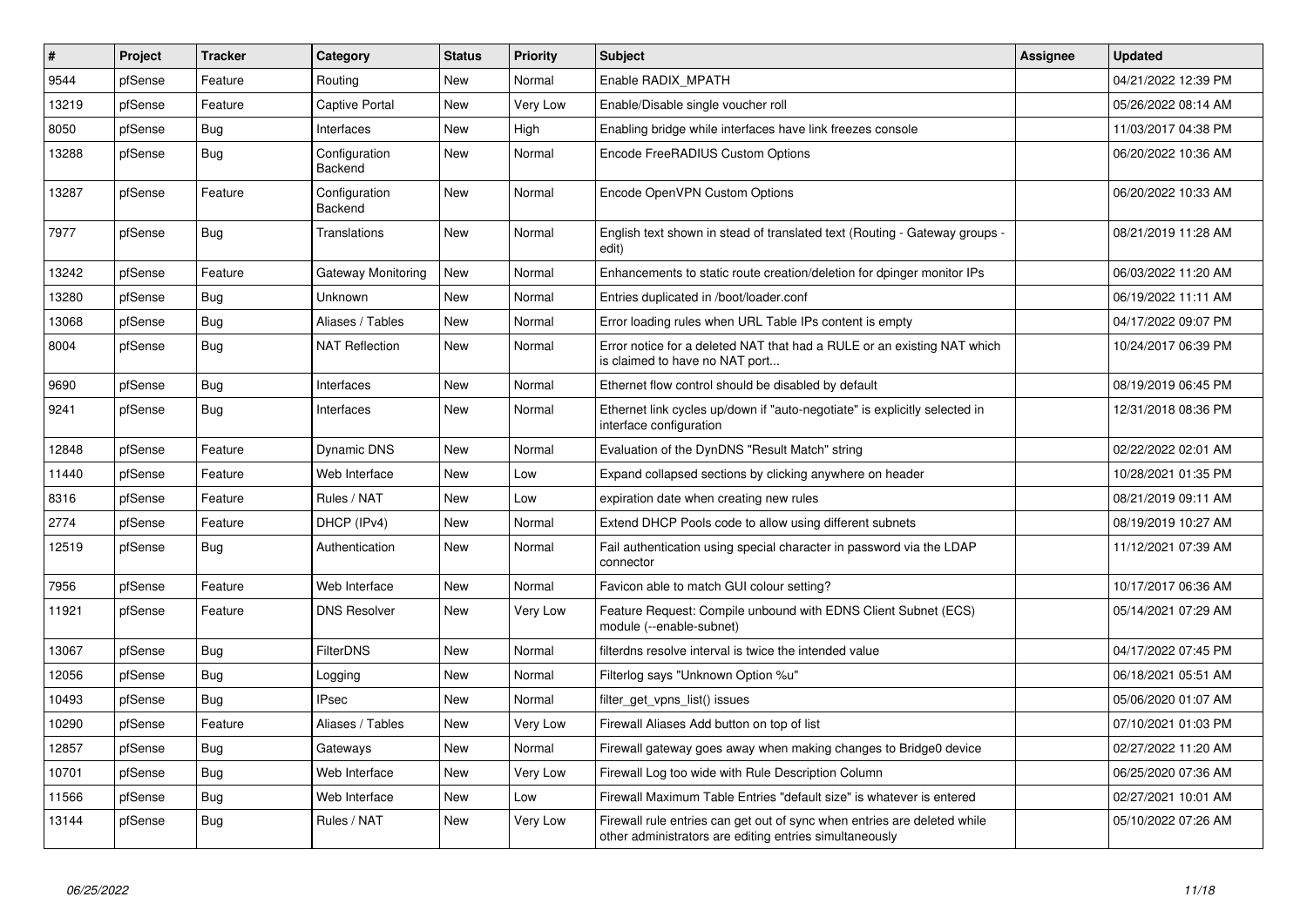| # | Project | Tracker | Category | Status | Priority | Subject | Assignee | Updated |
| --- | --- | --- | --- | --- | --- | --- | --- | --- |
| 9544 | pfSense | Feature | Routing | New | Normal | Enable RADIX_MPATH | | 04/21/2022 12:39 PM |
| 13219 | pfSense | Feature | Captive Portal | New | Very Low | Enable/Disable single voucher roll | | 05/26/2022 08:14 AM |
| 8050 | pfSense | Bug | Interfaces | New | High | Enabling bridge while interfaces have link freezes console | | 11/03/2017 04:38 PM |
| 13288 | pfSense | Bug | Configuration Backend | New | Normal | Encode FreeRADIUS Custom Options | | 06/20/2022 10:36 AM |
| 13287 | pfSense | Feature | Configuration Backend | New | Normal | Encode OpenVPN Custom Options | | 06/20/2022 10:33 AM |
| 7977 | pfSense | Bug | Translations | New | Normal | English text shown in stead of translated text (Routing - Gateway groups - edit) | | 08/21/2019 11:28 AM |
| 13242 | pfSense | Feature | Gateway Monitoring | New | Normal | Enhancements to static route creation/deletion for dpinger monitor IPs | | 06/03/2022 11:20 AM |
| 13280 | pfSense | Bug | Unknown | New | Normal | Entries duplicated in /boot/loader.conf | | 06/19/2022 11:11 AM |
| 13068 | pfSense | Bug | Aliases / Tables | New | Normal | Error loading rules when URL Table IPs content is empty | | 04/17/2022 09:07 PM |
| 8004 | pfSense | Bug | NAT Reflection | New | Normal | Error notice for a deleted NAT that had a RULE or an existing NAT which is claimed to have no NAT port... | | 10/24/2017 06:39 PM |
| 9690 | pfSense | Bug | Interfaces | New | Normal | Ethernet flow control should be disabled by default | | 08/19/2019 06:45 PM |
| 9241 | pfSense | Bug | Interfaces | New | Normal | Ethernet link cycles up/down if "auto-negotiate" is explicitly selected in interface configuration | | 12/31/2018 08:36 PM |
| 12848 | pfSense | Feature | Dynamic DNS | New | Normal | Evaluation of the DynDNS "Result Match" string | | 02/22/2022 02:01 AM |
| 11440 | pfSense | Feature | Web Interface | New | Low | Expand collapsed sections by clicking anywhere on header | | 10/28/2021 01:35 PM |
| 8316 | pfSense | Feature | Rules / NAT | New | Low | expiration date when creating new rules | | 08/21/2019 09:11 AM |
| 2774 | pfSense | Feature | DHCP (IPv4) | New | Normal | Extend DHCP Pools code to allow using different subnets | | 08/19/2019 10:27 AM |
| 12519 | pfSense | Bug | Authentication | New | Normal | Fail authentication using special character in password via the LDAP connector | | 11/12/2021 07:39 AM |
| 7956 | pfSense | Feature | Web Interface | New | Normal | Favicon able to match GUI colour setting? | | 10/17/2017 06:36 AM |
| 11921 | pfSense | Feature | DNS Resolver | New | Very Low | Feature Request: Compile unbound with EDNS Client Subnet (ECS) module (--enable-subnet) | | 05/14/2021 07:29 AM |
| 13067 | pfSense | Bug | FilterDNS | New | Normal | filterdns resolve interval is twice the intended value | | 04/17/2022 07:45 PM |
| 12056 | pfSense | Bug | Logging | New | Normal | Filterlog says "Unknown Option %u" | | 06/18/2021 05:51 AM |
| 10493 | pfSense | Bug | IPsec | New | Normal | filter_get_vpns_list() issues | | 05/06/2020 01:07 AM |
| 10290 | pfSense | Feature | Aliases / Tables | New | Very Low | Firewall Aliases Add button on top of list | | 07/10/2021 01:03 PM |
| 12857 | pfSense | Bug | Gateways | New | Normal | Firewall gateway goes away when making changes to Bridge0 device | | 02/27/2022 11:20 AM |
| 10701 | pfSense | Bug | Web Interface | New | Very Low | Firewall Log too wide with Rule Description Column | | 06/25/2020 07:36 AM |
| 11566 | pfSense | Bug | Web Interface | New | Low | Firewall Maximum Table Entries "default size" is whatever is entered | | 02/27/2021 10:01 AM |
| 13144 | pfSense | Bug | Rules / NAT | New | Very Low | Firewall rule entries can get out of sync when entries are deleted while other administrators are editing entries simultaneously | | 05/10/2022 07:26 AM |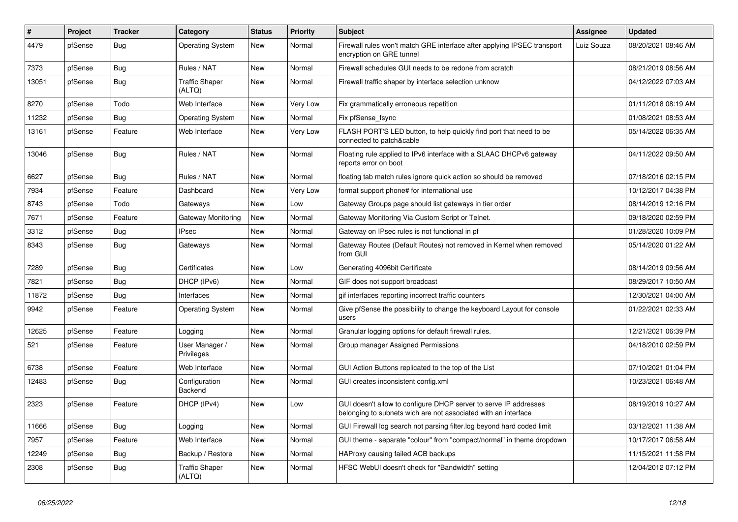| # | Project | Tracker | Category | Status | Priority | Subject | Assignee | Updated |
| --- | --- | --- | --- | --- | --- | --- | --- | --- |
| 4479 | pfSense | Bug | Operating System | New | Normal | Firewall rules won't match GRE interface after applying IPSEC transport encryption on GRE tunnel | Luiz Souza | 08/20/2021 08:46 AM |
| 7373 | pfSense | Bug | Rules / NAT | New | Normal | Firewall schedules GUI needs to be redone from scratch | | 08/21/2019 08:56 AM |
| 13051 | pfSense | Bug | Traffic Shaper (ALTQ) | New | Normal | Firewall traffic shaper by interface selection unknow | | 04/12/2022 07:03 AM |
| 8270 | pfSense | Todo | Web Interface | New | Very Low | Fix grammatically erroneous repetition | | 01/11/2018 08:19 AM |
| 11232 | pfSense | Bug | Operating System | New | Normal | Fix pfSense_fsync | | 01/08/2021 08:53 AM |
| 13161 | pfSense | Feature | Web Interface | New | Very Low | FLASH PORT'S LED button, to help quickly find port that need to be connected to patch&cable | | 05/14/2022 06:35 AM |
| 13046 | pfSense | Bug | Rules / NAT | New | Normal | Floating rule applied to IPv6 interface with a SLAAC DHCPv6 gateway reports error on boot | | 04/11/2022 09:50 AM |
| 6627 | pfSense | Bug | Rules / NAT | New | Normal | floating tab match rules ignore quick action so should be removed | | 07/18/2016 02:15 PM |
| 7934 | pfSense | Feature | Dashboard | New | Very Low | format support phone# for international use | | 10/12/2017 04:38 PM |
| 8743 | pfSense | Todo | Gateways | New | Low | Gateway Groups page should list gateways in tier order | | 08/14/2019 12:16 PM |
| 7671 | pfSense | Feature | Gateway Monitoring | New | Normal | Gateway Monitoring Via Custom Script or Telnet. | | 09/18/2020 02:59 PM |
| 3312 | pfSense | Bug | IPsec | New | Normal | Gateway on IPsec rules is not functional in pf | | 01/28/2020 10:09 PM |
| 8343 | pfSense | Bug | Gateways | New | Normal | Gateway Routes (Default Routes) not removed in Kernel when removed from GUI | | 05/14/2020 01:22 AM |
| 7289 | pfSense | Bug | Certificates | New | Low | Generating 4096bit Certificate | | 08/14/2019 09:56 AM |
| 7821 | pfSense | Bug | DHCP (IPv6) | New | Normal | GIF does not support broadcast | | 08/29/2017 10:50 AM |
| 11872 | pfSense | Bug | Interfaces | New | Normal | gif interfaces reporting incorrect traffic counters | | 12/30/2021 04:00 AM |
| 9942 | pfSense | Feature | Operating System | New | Normal | Give pfSense the possibility to change the keyboard Layout for console users | | 01/22/2021 02:33 AM |
| 12625 | pfSense | Feature | Logging | New | Normal | Granular logging options for default firewall rules. | | 12/21/2021 06:39 PM |
| 521 | pfSense | Feature | User Manager / Privileges | New | Normal | Group manager Assigned Permissions | | 04/18/2010 02:59 PM |
| 6738 | pfSense | Feature | Web Interface | New | Normal | GUI Action Buttons replicated to the top of the List | | 07/10/2021 01:04 PM |
| 12483 | pfSense | Bug | Configuration Backend | New | Normal | GUI creates inconsistent config.xml | | 10/23/2021 06:48 AM |
| 2323 | pfSense | Feature | DHCP (IPv4) | New | Low | GUI doesn't allow to configure DHCP server to serve IP addresses belonging to subnets wich are not associated with an interface | | 08/19/2019 10:27 AM |
| 11666 | pfSense | Bug | Logging | New | Normal | GUI Firewall log search not parsing filter.log beyond hard coded limit | | 03/12/2021 11:38 AM |
| 7957 | pfSense | Feature | Web Interface | New | Normal | GUI theme - separate "colour" from "compact/normal" in theme dropdown | | 10/17/2017 06:58 AM |
| 12249 | pfSense | Bug | Backup / Restore | New | Normal | HAProxy causing failed ACB backups | | 11/15/2021 11:58 PM |
| 2308 | pfSense | Bug | Traffic Shaper (ALTQ) | New | Normal | HFSC WebUI doesn't check for "Bandwidth" setting | | 12/04/2012 07:12 PM |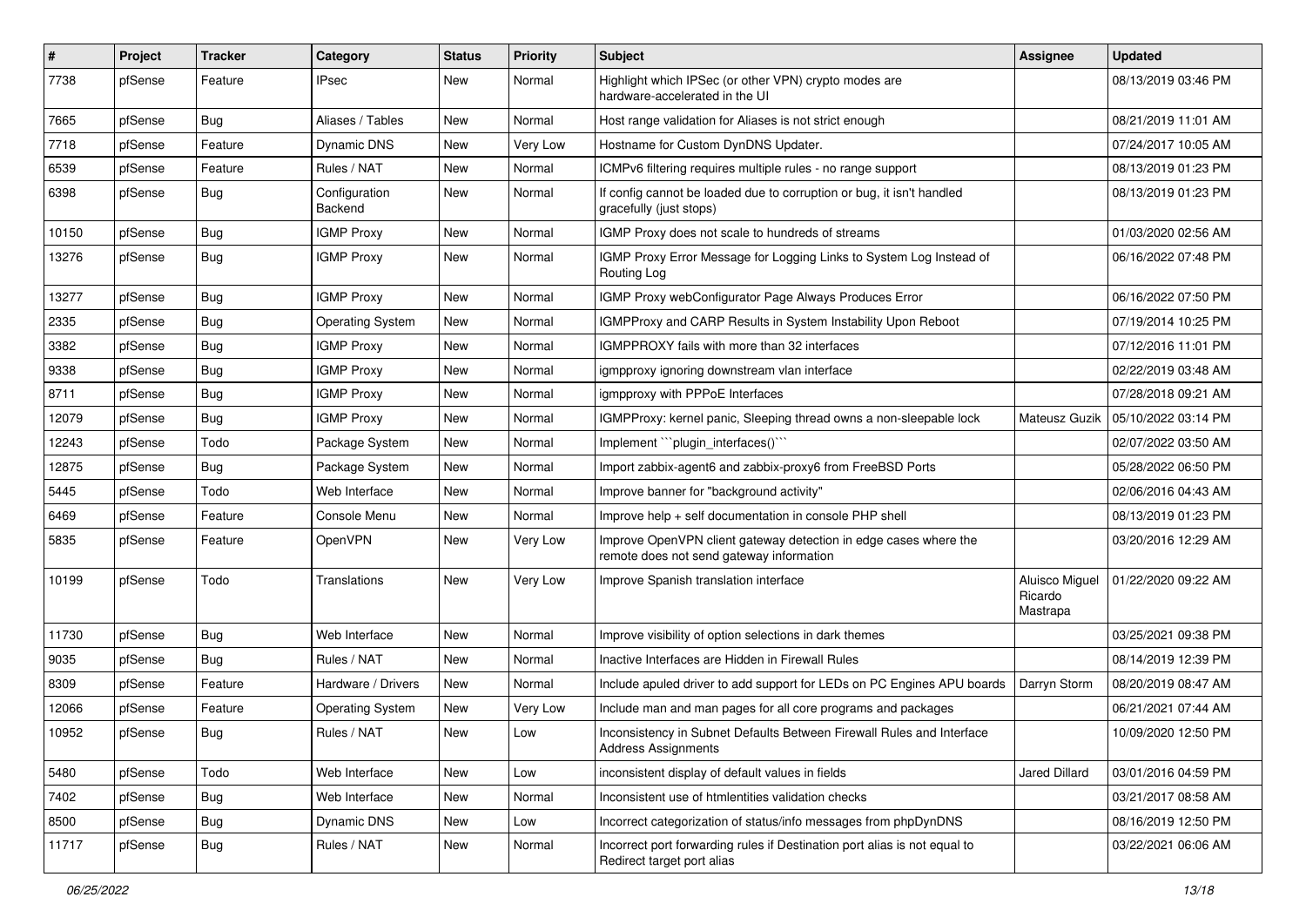| # | Project | Tracker | Category | Status | Priority | Subject | Assignee | Updated |
|---|---|---|---|---|---|---|---|---|
| 7738 | pfSense | Feature | IPsec | New | Normal | Highlight which IPSec (or other VPN) crypto modes are hardware-accelerated in the UI | | 08/13/2019 03:46 PM |
| 7665 | pfSense | Bug | Aliases / Tables | New | Normal | Host range validation for Aliases is not strict enough | | 08/21/2019 11:01 AM |
| 7718 | pfSense | Feature | Dynamic DNS | New | Very Low | Hostname for Custom DynDNS Updater. | | 07/24/2017 10:05 AM |
| 6539 | pfSense | Feature | Rules / NAT | New | Normal | ICMPv6 filtering requires multiple rules - no range support | | 08/13/2019 01:23 PM |
| 6398 | pfSense | Bug | Configuration Backend | New | Normal | If config cannot be loaded due to corruption or bug, it isn't handled gracefully (just stops) | | 08/13/2019 01:23 PM |
| 10150 | pfSense | Bug | IGMP Proxy | New | Normal | IGMP Proxy does not scale to hundreds of streams | | 01/03/2020 02:56 AM |
| 13276 | pfSense | Bug | IGMP Proxy | New | Normal | IGMP Proxy Error Message for Logging Links to System Log Instead of Routing Log | | 06/16/2022 07:48 PM |
| 13277 | pfSense | Bug | IGMP Proxy | New | Normal | IGMP Proxy webConfigurator Page Always Produces Error | | 06/16/2022 07:50 PM |
| 2335 | pfSense | Bug | Operating System | New | Normal | IGMPProxy and CARP Results in System Instability Upon Reboot | | 07/19/2014 10:25 PM |
| 3382 | pfSense | Bug | IGMP Proxy | New | Normal | IGMPPROXY fails with more than 32 interfaces | | 07/12/2016 11:01 PM |
| 9338 | pfSense | Bug | IGMP Proxy | New | Normal | igmpproxy ignoring downstream vlan interface | | 02/22/2019 03:48 AM |
| 8711 | pfSense | Bug | IGMP Proxy | New | Normal | igmpproxy with PPPoE Interfaces | | 07/28/2018 09:21 AM |
| 12079 | pfSense | Bug | IGMP Proxy | New | Normal | IGMPProxy: kernel panic, Sleeping thread owns a non-sleepable lock | Mateusz Guzik | 05/10/2022 03:14 PM |
| 12243 | pfSense | Todo | Package System | New | Normal | Implement ```plugin_interfaces()``` | | 02/07/2022 03:50 AM |
| 12875 | pfSense | Bug | Package System | New | Normal | Import zabbix-agent6 and zabbix-proxy6 from FreeBSD Ports | | 05/28/2022 06:50 PM |
| 5445 | pfSense | Todo | Web Interface | New | Normal | Improve banner for "background activity" | | 02/06/2016 04:43 AM |
| 6469 | pfSense | Feature | Console Menu | New | Normal | Improve help + self documentation in console PHP shell | | 08/13/2019 01:23 PM |
| 5835 | pfSense | Feature | OpenVPN | New | Very Low | Improve OpenVPN client gateway detection in edge cases where the remote does not send gateway information | | 03/20/2016 12:29 AM |
| 10199 | pfSense | Todo | Translations | New | Very Low | Improve Spanish translation interface | Aluisco Miguel Ricardo Mastrapa | 01/22/2020 09:22 AM |
| 11730 | pfSense | Bug | Web Interface | New | Normal | Improve visibility of option selections in dark themes | | 03/25/2021 09:38 PM |
| 9035 | pfSense | Bug | Rules / NAT | New | Normal | Inactive Interfaces are Hidden in Firewall Rules | | 08/14/2019 12:39 PM |
| 8309 | pfSense | Feature | Hardware / Drivers | New | Normal | Include apuled driver to add support for LEDs on PC Engines APU boards | Darryn Storm | 08/20/2019 08:47 AM |
| 12066 | pfSense | Feature | Operating System | New | Very Low | Include man and man pages for all core programs and packages | | 06/21/2021 07:44 AM |
| 10952 | pfSense | Bug | Rules / NAT | New | Low | Inconsistency in Subnet Defaults Between Firewall Rules and Interface Address Assignments | | 10/09/2020 12:50 PM |
| 5480 | pfSense | Todo | Web Interface | New | Low | inconsistent display of default values in fields | Jared Dillard | 03/01/2016 04:59 PM |
| 7402 | pfSense | Bug | Web Interface | New | Normal | Inconsistent use of htmlentities validation checks | | 03/21/2017 08:58 AM |
| 8500 | pfSense | Bug | Dynamic DNS | New | Low | Incorrect categorization of status/info messages from phpDynDNS | | 08/16/2019 12:50 PM |
| 11717 | pfSense | Bug | Rules / NAT | New | Normal | Incorrect port forwarding rules if Destination port alias is not equal to Redirect target port alias | | 03/22/2021 06:06 AM |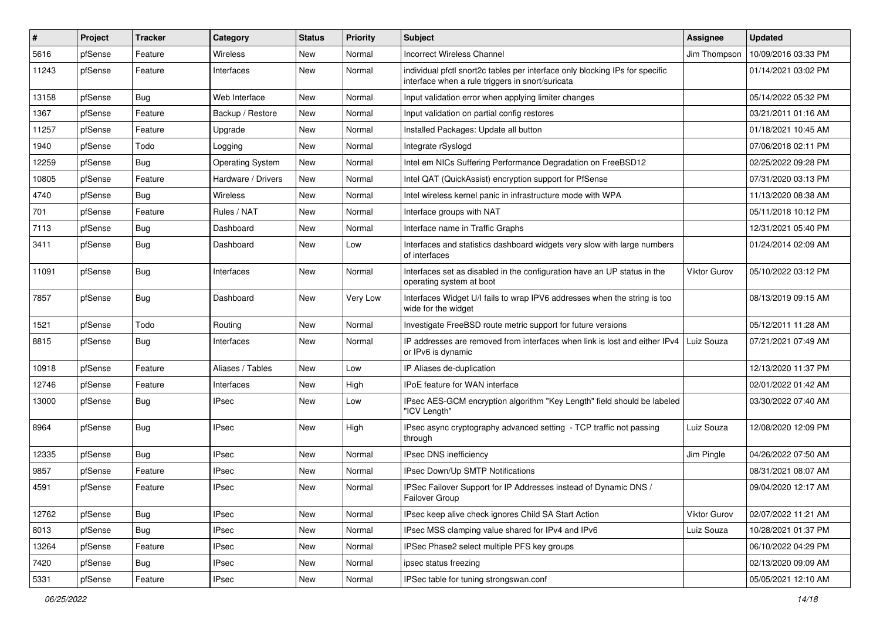| # | Project | Tracker | Category | Status | Priority | Subject | Assignee | Updated |
|---|---|---|---|---|---|---|---|---|
| 5616 | pfSense | Feature | Wireless | New | Normal | Incorrect Wireless Channel | Jim Thompson | 10/09/2016 03:33 PM |
| 11243 | pfSense | Feature | Interfaces | New | Normal | individual pfctl snort2c tables per interface only blocking IPs for specific interface when a rule triggers in snort/suricata | | 01/14/2021 03:02 PM |
| 13158 | pfSense | Bug | Web Interface | New | Normal | Input validation error when applying limiter changes | | 05/14/2022 05:32 PM |
| 1367 | pfSense | Feature | Backup / Restore | New | Normal | Input validation on partial config restores | | 03/21/2011 01:16 AM |
| 11257 | pfSense | Feature | Upgrade | New | Normal | Installed Packages: Update all button | | 01/18/2021 10:45 AM |
| 1940 | pfSense | Todo | Logging | New | Normal | Integrate rSyslogd | | 07/06/2018 02:11 PM |
| 12259 | pfSense | Bug | Operating System | New | Normal | Intel em NICs Suffering Performance Degradation on FreeBSD12 | | 02/25/2022 09:28 PM |
| 10805 | pfSense | Feature | Hardware / Drivers | New | Normal | Intel QAT (QuickAssist) encryption support for PfSense | | 07/31/2020 03:13 PM |
| 4740 | pfSense | Bug | Wireless | New | Normal | Intel wireless kernel panic in infrastructure mode with WPA | | 11/13/2020 08:38 AM |
| 701 | pfSense | Feature | Rules / NAT | New | Normal | Interface groups with NAT | | 05/11/2018 10:12 PM |
| 7113 | pfSense | Bug | Dashboard | New | Normal | Interface name in Traffic Graphs | | 12/31/2021 05:40 PM |
| 3411 | pfSense | Bug | Dashboard | New | Low | Interfaces and statistics dashboard widgets very slow with large numbers of interfaces | | 01/24/2014 02:09 AM |
| 11091 | pfSense | Bug | Interfaces | New | Normal | Interfaces set as disabled in the configuration have an UP status in the operating system at boot | Viktor Gurov | 05/10/2022 03:12 PM |
| 7857 | pfSense | Bug | Dashboard | New | Very Low | Interfaces Widget U/I fails to wrap IPV6 addresses when the string is too wide for the widget | | 08/13/2019 09:15 AM |
| 1521 | pfSense | Todo | Routing | New | Normal | Investigate FreeBSD route metric support for future versions | | 05/12/2011 11:28 AM |
| 8815 | pfSense | Bug | Interfaces | New | Normal | IP addresses are removed from interfaces when link is lost and either IPv4 or IPv6 is dynamic | Luiz Souza | 07/21/2021 07:49 AM |
| 10918 | pfSense | Feature | Aliases / Tables | New | Low | IP Aliases de-duplication | | 12/13/2020 11:37 PM |
| 12746 | pfSense | Feature | Interfaces | New | High | IPoE feature for WAN interface | | 02/01/2022 01:42 AM |
| 13000 | pfSense | Bug | IPsec | New | Low | IPsec AES-GCM encryption algorithm "Key Length" field should be labeled "ICV Length" | | 03/30/2022 07:40 AM |
| 8964 | pfSense | Bug | IPsec | New | High | IPsec async cryptography advanced setting - TCP traffic not passing through | Luiz Souza | 12/08/2020 12:09 PM |
| 12335 | pfSense | Bug | IPsec | New | Normal | IPsec DNS inefficiency | Jim Pingle | 04/26/2022 07:50 AM |
| 9857 | pfSense | Feature | IPsec | New | Normal | IPsec Down/Up SMTP Notifications | | 08/31/2021 08:07 AM |
| 4591 | pfSense | Feature | IPsec | New | Normal | IPSec Failover Support for IP Addresses instead of Dynamic DNS / Failover Group | | 09/04/2020 12:17 AM |
| 12762 | pfSense | Bug | IPsec | New | Normal | IPsec keep alive check ignores Child SA Start Action | Viktor Gurov | 02/07/2022 11:21 AM |
| 8013 | pfSense | Bug | IPsec | New | Normal | IPsec MSS clamping value shared for IPv4 and IPv6 | Luiz Souza | 10/28/2021 01:37 PM |
| 13264 | pfSense | Feature | IPsec | New | Normal | IPSec Phase2 select multiple PFS key groups | | 06/10/2022 04:29 PM |
| 7420 | pfSense | Bug | IPsec | New | Normal | ipsec status freezing | | 02/13/2020 09:09 AM |
| 5331 | pfSense | Feature | IPsec | New | Normal | IPSec table for tuning strongswan.conf | | 05/05/2021 12:10 AM |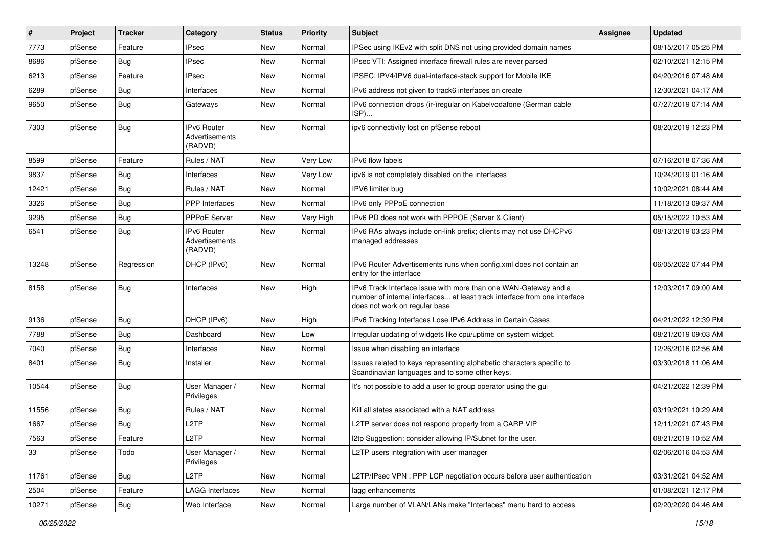| # | Project | Tracker | Category | Status | Priority | Subject | Assignee | Updated |
|---|---|---|---|---|---|---|---|---|
| 7773 | pfSense | Feature | IPsec | New | Normal | IPSec using IKEv2 with split DNS not using provided domain names | | 08/15/2017 05:25 PM |
| 8686 | pfSense | Bug | IPsec | New | Normal | IPsec VTI: Assigned interface firewall rules are never parsed | | 02/10/2021 12:15 PM |
| 6213 | pfSense | Feature | IPsec | New | Normal | IPSEC: IPV4/IPV6 dual-interface-stack support for Mobile IKE | | 04/20/2016 07:48 AM |
| 6289 | pfSense | Bug | Interfaces | New | Normal | IPv6 address not given to track6 interfaces on create | | 12/30/2021 04:17 AM |
| 9650 | pfSense | Bug | Gateways | New | Normal | IPv6 connection drops (ir-)regular on Kabelvodafone (German cable ISP)... | | 07/27/2019 07:14 AM |
| 7303 | pfSense | Bug | IPv6 Router Advertisements (RADVD) | New | Normal | ipv6 connectivity lost on pfSense reboot | | 08/20/2019 12:23 PM |
| 8599 | pfSense | Feature | Rules / NAT | New | Very Low | IPv6 flow labels | | 07/16/2018 07:36 AM |
| 9837 | pfSense | Bug | Interfaces | New | Very Low | ipv6 is not completely disabled on the interfaces | | 10/24/2019 01:16 AM |
| 12421 | pfSense | Bug | Rules / NAT | New | Normal | IPV6 limiter bug | | 10/02/2021 08:44 AM |
| 3326 | pfSense | Bug | PPP Interfaces | New | Normal | IPv6 only PPPoE connection | | 11/18/2013 09:37 AM |
| 9295 | pfSense | Bug | PPPoE Server | New | Very High | IPv6 PD does not work with PPPOE (Server & Client) | | 05/15/2022 10:53 AM |
| 6541 | pfSense | Bug | IPv6 Router Advertisements (RADVD) | New | Normal | IPv6 RAs always include on-link prefix; clients may not use DHCPv6 managed addresses | | 08/13/2019 03:23 PM |
| 13248 | pfSense | Regression | DHCP (IPv6) | New | Normal | IPv6 Router Advertisements runs when config.xml does not contain an entry for the interface | | 06/05/2022 07:44 PM |
| 8158 | pfSense | Bug | Interfaces | New | High | IPv6 Track Interface issue with more than one WAN-Gateway and a number of internal interfaces... at least track interface from one interface does not work on regular base | | 12/03/2017 09:00 AM |
| 9136 | pfSense | Bug | DHCP (IPv6) | New | High | IPv6 Tracking Interfaces Lose IPv6 Address in Certain Cases | | 04/21/2022 12:39 PM |
| 7788 | pfSense | Bug | Dashboard | New | Low | Irregular updating of widgets like cpu/uptime on system widget. | | 08/21/2019 09:03 AM |
| 7040 | pfSense | Bug | Interfaces | New | Normal | Issue when disabling an interface | | 12/26/2016 02:56 AM |
| 8401 | pfSense | Bug | Installer | New | Normal | Issues related to keys representing alphabetic characters specific to Scandinavian languages and to some other keys. | | 03/30/2018 11:06 AM |
| 10544 | pfSense | Bug | User Manager / Privileges | New | Normal | It's not possible to add a user to group operator using the gui | | 04/21/2022 12:39 PM |
| 11556 | pfSense | Bug | Rules / NAT | New | Normal | Kill all states associated with a NAT address | | 03/19/2021 10:29 AM |
| 1667 | pfSense | Bug | L2TP | New | Normal | L2TP server does not respond properly from a CARP VIP | | 12/11/2021 07:43 PM |
| 7563 | pfSense | Feature | L2TP | New | Normal | l2tp Suggestion: consider allowing IP/Subnet for the user. | | 08/21/2019 10:52 AM |
| 33 | pfSense | Todo | User Manager / Privileges | New | Normal | L2TP users integration with user manager | | 02/06/2016 04:53 AM |
| 11761 | pfSense | Bug | L2TP | New | Normal | L2TP/IPsec VPN : PPP LCP negotiation occurs before user authentication | | 03/31/2021 04:52 AM |
| 2504 | pfSense | Feature | LAGG Interfaces | New | Normal | lagg enhancements | | 01/08/2021 12:17 PM |
| 10271 | pfSense | Bug | Web Interface | New | Normal | Large number of VLAN/LANs make "Interfaces" menu hard to access | | 02/20/2020 04:46 AM |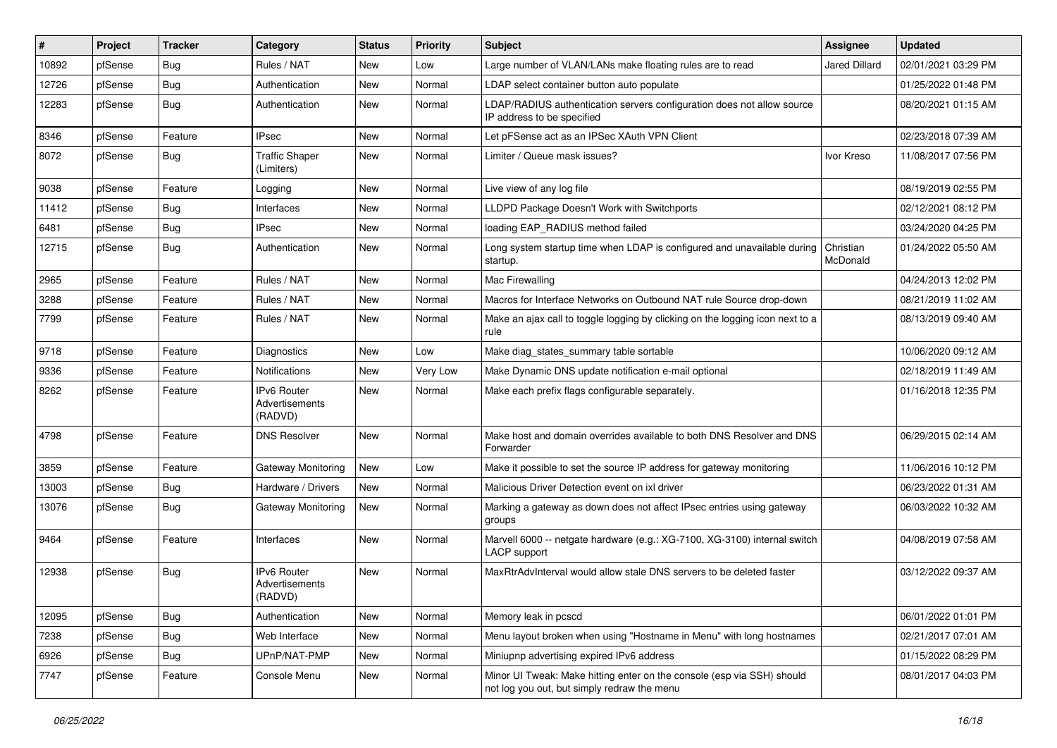| # | Project | Tracker | Category | Status | Priority | Subject | Assignee | Updated |
|---|---|---|---|---|---|---|---|---|
| 10892 | pfSense | Bug | Rules / NAT | New | Low | Large number of VLAN/LANs make floating rules are to read | Jared Dillard | 02/01/2021 03:29 PM |
| 12726 | pfSense | Bug | Authentication | New | Normal | LDAP select container button auto populate | | 01/25/2022 01:48 PM |
| 12283 | pfSense | Bug | Authentication | New | Normal | LDAP/RADIUS authentication servers configuration does not allow source IP address to be specified | | 08/20/2021 01:15 AM |
| 8346 | pfSense | Feature | IPsec | New | Normal | Let pFSense act as an IPSec XAuth VPN Client | | 02/23/2018 07:39 AM |
| 8072 | pfSense | Bug | Traffic Shaper (Limiters) | New | Normal | Limiter / Queue mask issues? | Ivor Kreso | 11/08/2017 07:56 PM |
| 9038 | pfSense | Feature | Logging | New | Normal | Live view of any log file | | 08/19/2019 02:55 PM |
| 11412 | pfSense | Bug | Interfaces | New | Normal | LLDPD Package Doesn't Work with Switchports | | 02/12/2021 08:12 PM |
| 6481 | pfSense | Bug | IPsec | New | Normal | loading EAP_RADIUS method failed | | 03/24/2020 04:25 PM |
| 12715 | pfSense | Bug | Authentication | New | Normal | Long system startup time when LDAP is configured and unavailable during startup. | Christian McDonald | 01/24/2022 05:50 AM |
| 2965 | pfSense | Feature | Rules / NAT | New | Normal | Mac Firewalling | | 04/24/2013 12:02 PM |
| 3288 | pfSense | Feature | Rules / NAT | New | Normal | Macros for Interface Networks on Outbound NAT rule Source drop-down | | 08/21/2019 11:02 AM |
| 7799 | pfSense | Feature | Rules / NAT | New | Normal | Make an ajax call to toggle logging by clicking on the logging icon next to a rule | | 08/13/2019 09:40 AM |
| 9718 | pfSense | Feature | Diagnostics | New | Low | Make diag_states_summary table sortable | | 10/06/2020 09:12 AM |
| 9336 | pfSense | Feature | Notifications | New | Very Low | Make Dynamic DNS update notification e-mail optional | | 02/18/2019 11:49 AM |
| 8262 | pfSense | Feature | IPv6 Router Advertisements (RADVD) | New | Normal | Make each prefix flags configurable separately. | | 01/16/2018 12:35 PM |
| 4798 | pfSense | Feature | DNS Resolver | New | Normal | Make host and domain overrides available to both DNS Resolver and DNS Forwarder | | 06/29/2015 02:14 AM |
| 3859 | pfSense | Feature | Gateway Monitoring | New | Low | Make it possible to set the source IP address for gateway monitoring | | 11/06/2016 10:12 PM |
| 13003 | pfSense | Bug | Hardware / Drivers | New | Normal | Malicious Driver Detection event on ixl driver | | 06/23/2022 01:31 AM |
| 13076 | pfSense | Bug | Gateway Monitoring | New | Normal | Marking a gateway as down does not affect IPsec entries using gateway groups | | 06/03/2022 10:32 AM |
| 9464 | pfSense | Feature | Interfaces | New | Normal | Marvell 6000 -- netgate hardware (e.g.: XG-7100, XG-3100) internal switch LACP support | | 04/08/2019 07:58 AM |
| 12938 | pfSense | Bug | IPv6 Router Advertisements (RADVD) | New | Normal | MaxRtrAdvInterval would allow stale DNS servers to be deleted faster | | 03/12/2022 09:37 AM |
| 12095 | pfSense | Bug | Authentication | New | Normal | Memory leak in pcscd | | 06/01/2022 01:01 PM |
| 7238 | pfSense | Bug | Web Interface | New | Normal | Menu layout broken when using "Hostname in Menu" with long hostnames | | 02/21/2017 07:01 AM |
| 6926 | pfSense | Bug | UPnP/NAT-PMP | New | Normal | Miniupnp advertising expired IPv6 address | | 01/15/2022 08:29 PM |
| 7747 | pfSense | Feature | Console Menu | New | Normal | Minor UI Tweak: Make hitting enter on the console (esp via SSH) should not log you out, but simply redraw the menu | | 08/01/2017 04:03 PM |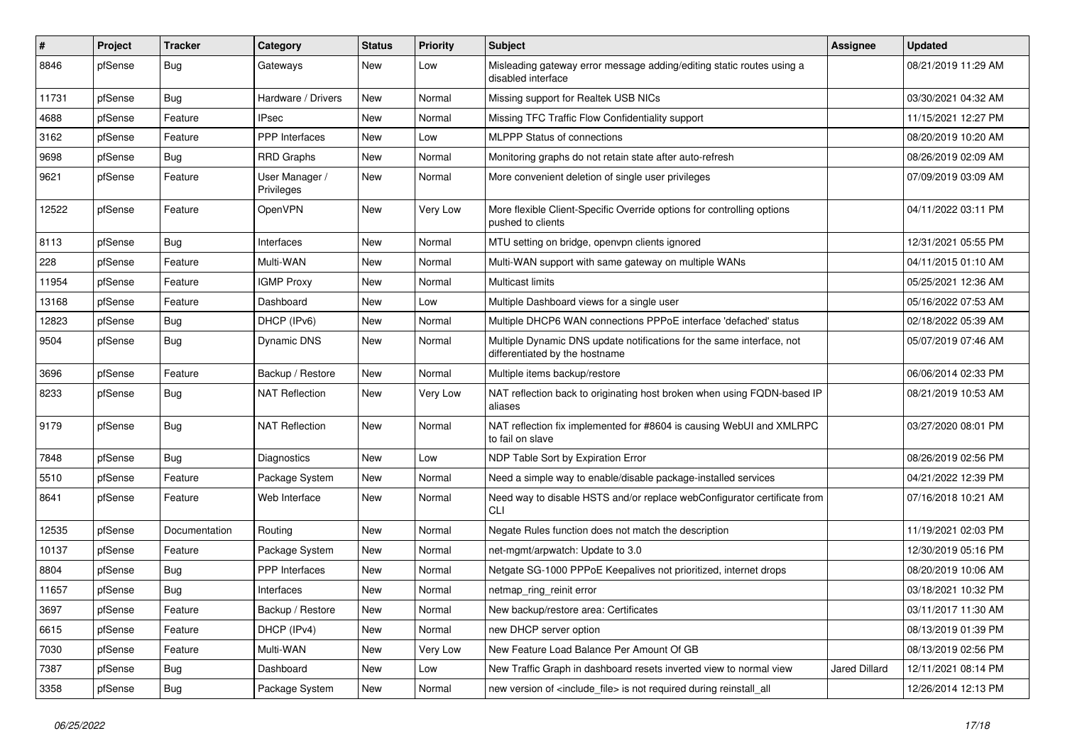| # | Project | Tracker | Category | Status | Priority | Subject | Assignee | Updated |
|---|---|---|---|---|---|---|---|---|
| 8846 | pfSense | Bug | Gateways | New | Low | Misleading gateway error message adding/editing static routes using a disabled interface | | 08/21/2019 11:29 AM |
| 11731 | pfSense | Bug | Hardware / Drivers | New | Normal | Missing support for Realtek USB NICs | | 03/30/2021 04:32 AM |
| 4688 | pfSense | Feature | IPsec | New | Normal | Missing TFC Traffic Flow Confidentiality support | | 11/15/2021 12:27 PM |
| 3162 | pfSense | Feature | PPP Interfaces | New | Low | MLPPP Status of connections | | 08/20/2019 10:20 AM |
| 9698 | pfSense | Bug | RRD Graphs | New | Normal | Monitoring graphs do not retain state after auto-refresh | | 08/26/2019 02:09 AM |
| 9621 | pfSense | Feature | User Manager / Privileges | New | Normal | More convenient deletion of single user privileges | | 07/09/2019 03:09 AM |
| 12522 | pfSense | Feature | OpenVPN | New | Very Low | More flexible Client-Specific Override options for controlling options pushed to clients | | 04/11/2022 03:11 PM |
| 8113 | pfSense | Bug | Interfaces | New | Normal | MTU setting on bridge, openvpn clients ignored | | 12/31/2021 05:55 PM |
| 228 | pfSense | Feature | Multi-WAN | New | Normal | Multi-WAN support with same gateway on multiple WANs | | 04/11/2015 01:10 AM |
| 11954 | pfSense | Feature | IGMP Proxy | New | Normal | Multicast limits | | 05/25/2021 12:36 AM |
| 13168 | pfSense | Feature | Dashboard | New | Low | Multiple Dashboard views for a single user | | 05/16/2022 07:53 AM |
| 12823 | pfSense | Bug | DHCP (IPv6) | New | Normal | Multiple DHCP6 WAN connections PPPoE interface 'defached' status | | 02/18/2022 05:39 AM |
| 9504 | pfSense | Bug | Dynamic DNS | New | Normal | Multiple Dynamic DNS update notifications for the same interface, not differentiated by the hostname | | 05/07/2019 07:46 AM |
| 3696 | pfSense | Feature | Backup / Restore | New | Normal | Multiple items backup/restore | | 06/06/2014 02:33 PM |
| 8233 | pfSense | Bug | NAT Reflection | New | Very Low | NAT reflection back to originating host broken when using FQDN-based IP aliases | | 08/21/2019 10:53 AM |
| 9179 | pfSense | Bug | NAT Reflection | New | Normal | NAT reflection fix implemented for #8604 is causing WebUI and XMLRPC to fail on slave | | 03/27/2020 08:01 PM |
| 7848 | pfSense | Bug | Diagnostics | New | Low | NDP Table Sort by Expiration Error | | 08/26/2019 02:56 PM |
| 5510 | pfSense | Feature | Package System | New | Normal | Need a simple way to enable/disable package-installed services | | 04/21/2022 12:39 PM |
| 8641 | pfSense | Feature | Web Interface | New | Normal | Need way to disable HSTS and/or replace webConfigurator certificate from CLI | | 07/16/2018 10:21 AM |
| 12535 | pfSense | Documentation | Routing | New | Normal | Negate Rules function does not match the description | | 11/19/2021 02:03 PM |
| 10137 | pfSense | Feature | Package System | New | Normal | net-mgmt/arpwatch: Update to 3.0 | | 12/30/2019 05:16 PM |
| 8804 | pfSense | Bug | PPP Interfaces | New | Normal | Netgate SG-1000 PPPoE Keepalives not prioritized, internet drops | | 08/20/2019 10:06 AM |
| 11657 | pfSense | Bug | Interfaces | New | Normal | netmap_ring_reinit error | | 03/18/2021 10:32 PM |
| 3697 | pfSense | Feature | Backup / Restore | New | Normal | New backup/restore area: Certificates | | 03/11/2017 11:30 AM |
| 6615 | pfSense | Feature | DHCP (IPv4) | New | Normal | new DHCP server option | | 08/13/2019 01:39 PM |
| 7030 | pfSense | Feature | Multi-WAN | New | Very Low | New Feature Load Balance Per Amount Of GB | | 08/13/2019 02:56 PM |
| 7387 | pfSense | Bug | Dashboard | New | Low | New Traffic Graph in dashboard resets inverted view to normal view | Jared Dillard | 12/11/2021 08:14 PM |
| 3358 | pfSense | Bug | Package System | New | Normal | new version of <include_file> is not required during reinstall_all | | 12/26/2014 12:13 PM |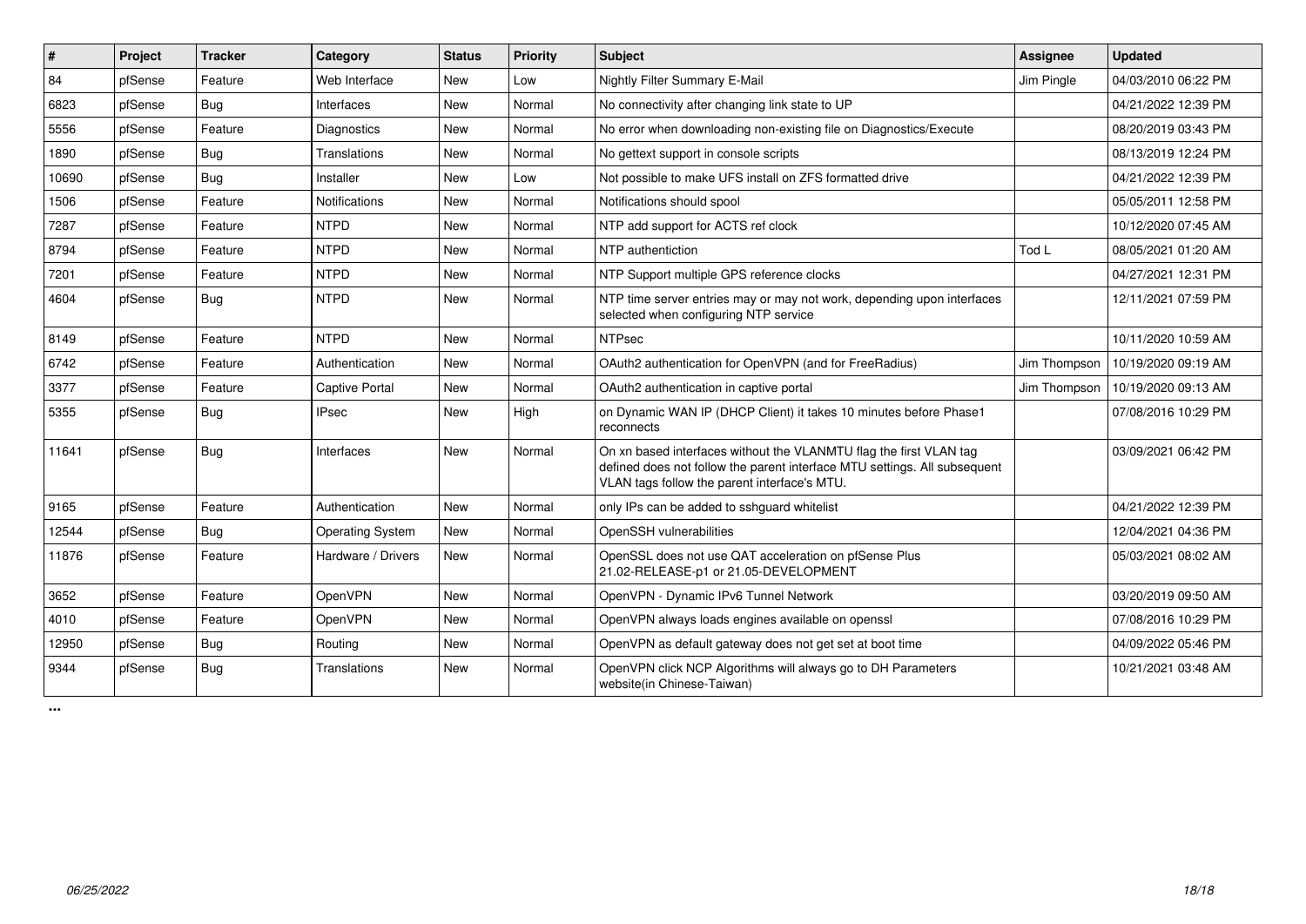| # | Project | Tracker | Category | Status | Priority | Subject | Assignee | Updated |
|---|---|---|---|---|---|---|---|---|
| 84 | pfSense | Feature | Web Interface | New | Low | Nightly Filter Summary E-Mail | Jim Pingle | 04/03/2010 06:22 PM |
| 6823 | pfSense | Bug | Interfaces | New | Normal | No connectivity after changing link state to UP | | 04/21/2022 12:39 PM |
| 5556 | pfSense | Feature | Diagnostics | New | Normal | No error when downloading non-existing file on Diagnostics/Execute | | 08/20/2019 03:43 PM |
| 1890 | pfSense | Bug | Translations | New | Normal | No gettext support in console scripts | | 08/13/2019 12:24 PM |
| 10690 | pfSense | Bug | Installer | New | Low | Not possible to make UFS install on ZFS formatted drive | | 04/21/2022 12:39 PM |
| 1506 | pfSense | Feature | Notifications | New | Normal | Notifications should spool | | 05/05/2011 12:58 PM |
| 7287 | pfSense | Feature | NTPD | New | Normal | NTP add support for ACTS ref clock | | 10/12/2020 07:45 AM |
| 8794 | pfSense | Feature | NTPD | New | Normal | NTP authentiction | Tod L | 08/05/2021 01:20 AM |
| 7201 | pfSense | Feature | NTPD | New | Normal | NTP Support multiple GPS reference clocks | | 04/27/2021 12:31 PM |
| 4604 | pfSense | Bug | NTPD | New | Normal | NTP time server entries may or may not work, depending upon interfaces selected when configuring NTP service | | 12/11/2021 07:59 PM |
| 8149 | pfSense | Feature | NTPD | New | Normal | NTPsec | | 10/11/2020 10:59 AM |
| 6742 | pfSense | Feature | Authentication | New | Normal | OAuth2 authentication for OpenVPN (and for FreeRadius) | Jim Thompson | 10/19/2020 09:19 AM |
| 3377 | pfSense | Feature | Captive Portal | New | Normal | OAuth2 authentication in captive portal | Jim Thompson | 10/19/2020 09:13 AM |
| 5355 | pfSense | Bug | IPsec | New | High | on Dynamic WAN IP (DHCP Client) it takes 10 minutes before Phase1 reconnects | | 07/08/2016 10:29 PM |
| 11641 | pfSense | Bug | Interfaces | New | Normal | On xn based interfaces without the VLANMTU flag the first VLAN tag defined does not follow the parent interface MTU settings. All subsequent VLAN tags follow the parent interface's MTU. | | 03/09/2021 06:42 PM |
| 9165 | pfSense | Feature | Authentication | New | Normal | only IPs can be added to sshguard whitelist | | 04/21/2022 12:39 PM |
| 12544 | pfSense | Bug | Operating System | New | Normal | OpenSSH vulnerabilities | | 12/04/2021 04:36 PM |
| 11876 | pfSense | Feature | Hardware / Drivers | New | Normal | OpenSSL does not use QAT acceleration on pfSense Plus 21.02-RELEASE-p1 or 21.05-DEVELOPMENT | | 05/03/2021 08:02 AM |
| 3652 | pfSense | Feature | OpenVPN | New | Normal | OpenVPN - Dynamic IPv6 Tunnel Network | | 03/20/2019 09:50 AM |
| 4010 | pfSense | Feature | OpenVPN | New | Normal | OpenVPN always loads engines available on openssl | | 07/08/2016 10:29 PM |
| 12950 | pfSense | Bug | Routing | New | Normal | OpenVPN as default gateway does not get set at boot time | | 04/09/2022 05:46 PM |
| 9344 | pfSense | Bug | Translations | New | Normal | OpenVPN click NCP Algorithms will always go to DH Parameters website(in Chinese-Taiwan) | | 10/21/2021 03:48 AM |

...